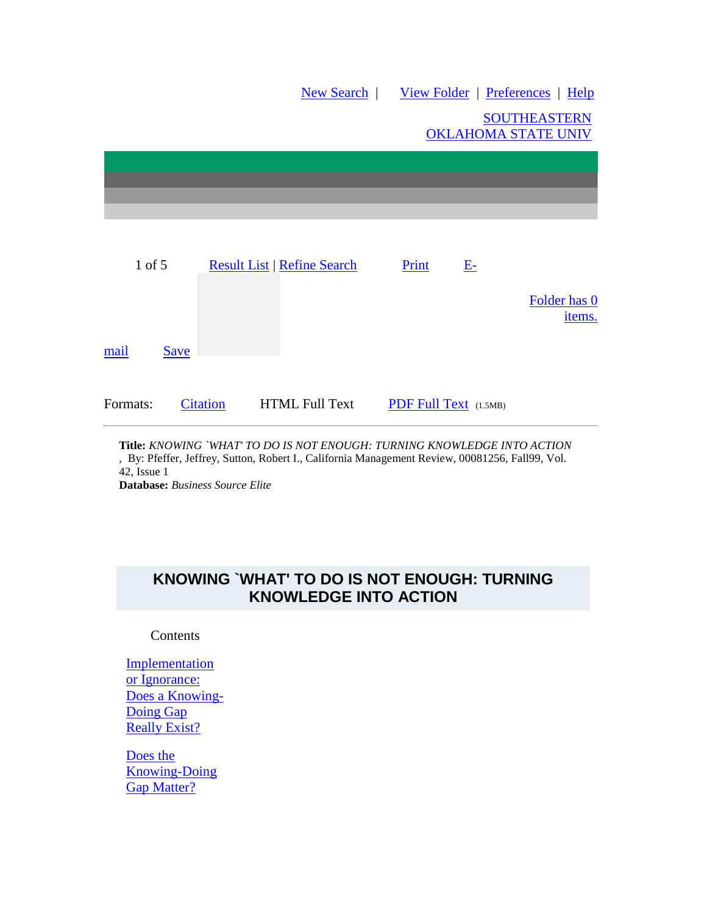New Search | View Folder | Preferences | Help

SOUTHEASTERN OKLAHOMA STATE UNIV

1 of 5 Result List | Refine Search Print E-mail Save

Folder has 0 items.

Formats: Citation HTML Full Text PDF Full Text (1.5MB)

---

**Title:** *KNOWING `WHAT' TO DO IS NOT ENOUGH: TURNING KNOWLEDGE INTO ACTION* , By: Pfeffer, Jeffrey, Sutton, Robert I., California Management Review, 00081256, Fall99, Vol. 42, Issue 1
**Database:** *Business Source Elite*

# KNOWING `WHAT' TO DO IS NOT ENOUGH: TURNING KNOWLEDGE INTO ACTION

Contents

Implementation or Ignorance: Does a Knowing-Doing Gap Really Exist?

Does the Knowing-Doing Gap Matter?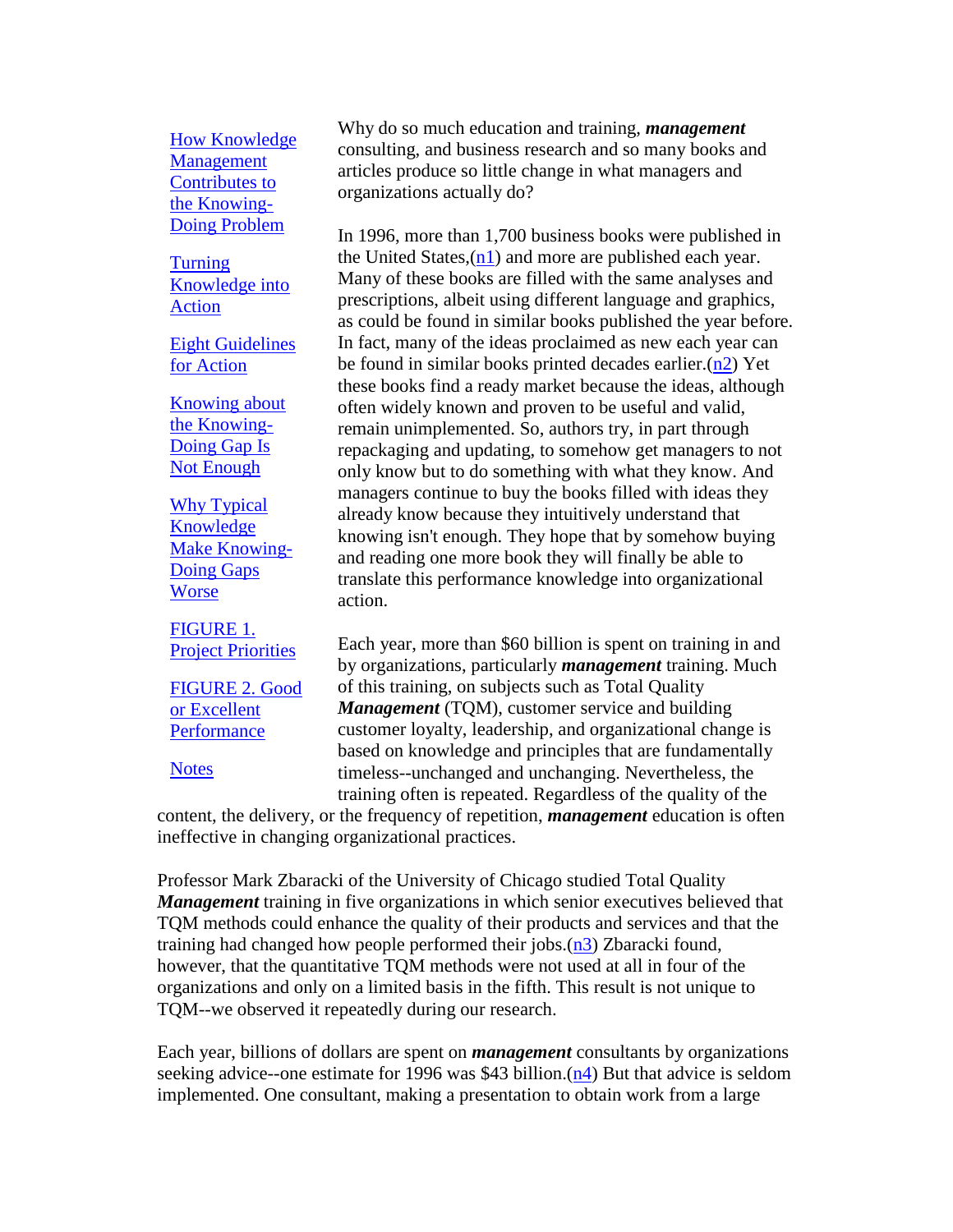- How Knowledge Management Contributes to the Knowing-Doing Problem
- Turning Knowledge into Action
- Eight Guidelines for Action
- Knowing about the Knowing-Doing Gap Is Not Enough
- Why Typical Knowledge Make Knowing-Doing Gaps Worse
- FIGURE 1. Project Priorities
- FIGURE 2. Good or Excellent Performance
- Notes

Why do so much education and training, ***management*** consulting, and business research and so many books and articles produce so little change in what managers and organizations actually do?

In 1996, more than 1,700 business books were published in the United States,(n1) and more are published each year. Many of these books are filled with the same analyses and prescriptions, albeit using different language and graphics, as could be found in similar books published the year before. In fact, many of the ideas proclaimed as new each year can be found in similar books printed decades earlier.(n2) Yet these books find a ready market because the ideas, although often widely known and proven to be useful and valid, remain unimplemented. So, authors try, in part through repackaging and updating, to somehow get managers to not only know but to do something with what they know. And managers continue to buy the books filled with ideas they already know because they intuitively understand that knowing isn't enough. They hope that by somehow buying and reading one more book they will finally be able to translate this performance knowledge into organizational action.

Each year, more than $60 billion is spent on training in and by organizations, particularly ***management*** training. Much of this training, on subjects such as Total Quality ***Management*** (TQM), customer service and building customer loyalty, leadership, and organizational change is based on knowledge and principles that are fundamentally timeless--unchanged and unchanging. Nevertheless, the training often is repeated. Regardless of the quality of the content, the delivery, or the frequency of repetition, ***management*** education is often ineffective in changing organizational practices.

Professor Mark Zbaracki of the University of Chicago studied Total Quality ***Management*** training in five organizations in which senior executives believed that TQM methods could enhance the quality of their products and services and that the training had changed how people performed their jobs.(n3) Zbaracki found, however, that the quantitative TQM methods were not used at all in four of the organizations and only on a limited basis in the fifth. This result is not unique to TQM--we observed it repeatedly during our research.

Each year, billions of dollars are spent on ***management*** consultants by organizations seeking advice--one estimate for 1996 was $43 billion.(n4) But that advice is seldom implemented. One consultant, making a presentation to obtain work from a large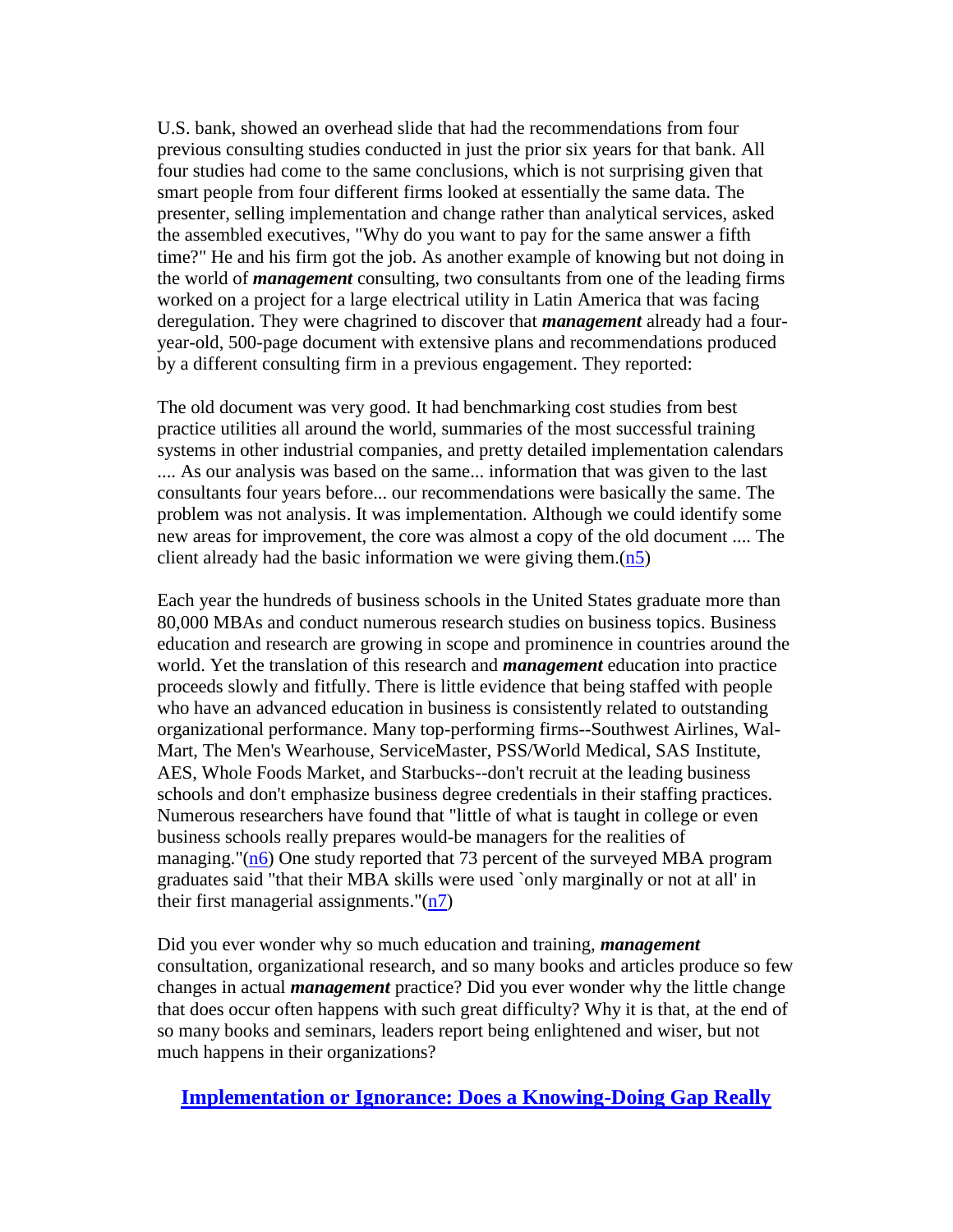U.S. bank, showed an overhead slide that had the recommendations from four previous consulting studies conducted in just the prior six years for that bank. All four studies had come to the same conclusions, which is not surprising given that smart people from four different firms looked at essentially the same data. The presenter, selling implementation and change rather than analytical services, asked the assembled executives, "Why do you want to pay for the same answer a fifth time?" He and his firm got the job. As another example of knowing but not doing in the world of ***management*** consulting, two consultants from one of the leading firms worked on a project for a large electrical utility in Latin America that was facing deregulation. They were chagrined to discover that ***management*** already had a four-year-old, 500-page document with extensive plans and recommendations produced by a different consulting firm in a previous engagement. They reported:

The old document was very good. It had benchmarking cost studies from best practice utilities all around the world, summaries of the most successful training systems in other industrial companies, and pretty detailed implementation calendars .... As our analysis was based on the same... information that was given to the last consultants four years before... our recommendations were basically the same. The problem was not analysis. It was implementation. Although we could identify some new areas for improvement, the core was almost a copy of the old document .... The client already had the basic information we were giving them.(n5)

Each year the hundreds of business schools in the United States graduate more than 80,000 MBAs and conduct numerous research studies on business topics. Business education and research are growing in scope and prominence in countries around the world. Yet the translation of this research and ***management*** education into practice proceeds slowly and fitfully. There is little evidence that being staffed with people who have an advanced education in business is consistently related to outstanding organizational performance. Many top-performing firms--Southwest Airlines, Wal-Mart, The Men's Wearhouse, ServiceMaster, PSS/World Medical, SAS Institute, AES, Whole Foods Market, and Starbucks--don't recruit at the leading business schools and don't emphasize business degree credentials in their staffing practices. Numerous researchers have found that "little of what is taught in college or even business schools really prepares would-be managers for the realities of managing."(n6) One study reported that 73 percent of the surveyed MBA program graduates said "that their MBA skills were used `only marginally or not at all' in their first managerial assignments."(n7)

Did you ever wonder why so much education and training, ***management*** consultation, organizational research, and so many books and articles produce so few changes in actual ***management*** practice? Did you ever wonder why the little change that does occur often happens with such great difficulty? Why it is that, at the end of so many books and seminars, leaders report being enlightened and wiser, but not much happens in their organizations?

## Implementation or Ignorance: Does a Knowing-Doing Gap Really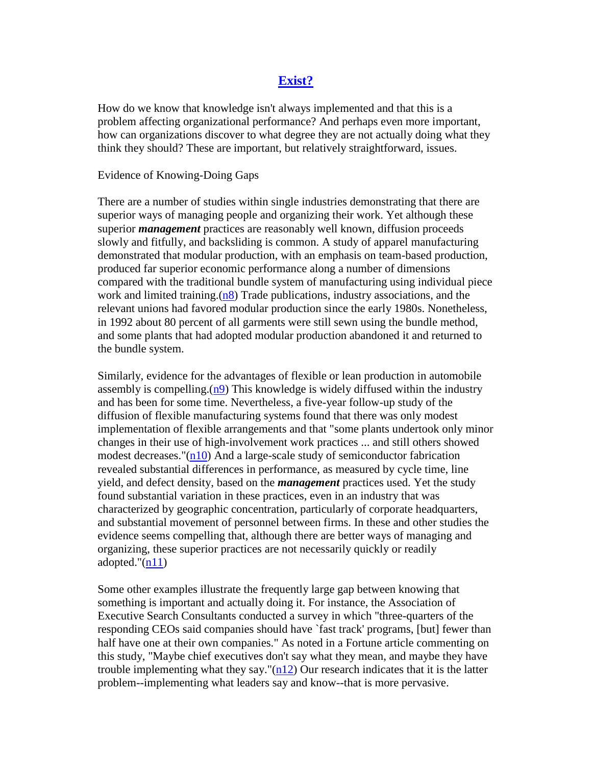## Exist?

How do we know that knowledge isn't always implemented and that this is a problem affecting organizational performance? And perhaps even more important, how can organizations discover to what degree they are not actually doing what they think they should? These are important, but relatively straightforward, issues.

### Evidence of Knowing-Doing Gaps

There are a number of studies within single industries demonstrating that there are superior ways of managing people and organizing their work. Yet although these superior ***management*** practices are reasonably well known, diffusion proceeds slowly and fitfully, and backsliding is common. A study of apparel manufacturing demonstrated that modular production, with an emphasis on team-based production, produced far superior economic performance along a number of dimensions compared with the traditional bundle system of manufacturing using individual piece work and limited training.(n8) Trade publications, industry associations, and the relevant unions had favored modular production since the early 1980s. Nonetheless, in 1992 about 80 percent of all garments were still sewn using the bundle method, and some plants that had adopted modular production abandoned it and returned to the bundle system.

Similarly, evidence for the advantages of flexible or lean production in automobile assembly is compelling.(n9) This knowledge is widely diffused within the industry and has been for some time. Nevertheless, a five-year follow-up study of the diffusion of flexible manufacturing systems found that there was only modest implementation of flexible arrangements and that "some plants undertook only minor changes in their use of high-involvement work practices ... and still others showed modest decreases."(n10) And a large-scale study of semiconductor fabrication revealed substantial differences in performance, as measured by cycle time, line yield, and defect density, based on the ***management*** practices used. Yet the study found substantial variation in these practices, even in an industry that was characterized by geographic concentration, particularly of corporate headquarters, and substantial movement of personnel between firms. In these and other studies the evidence seems compelling that, although there are better ways of managing and organizing, these superior practices are not necessarily quickly or readily adopted."(n11)

Some other examples illustrate the frequently large gap between knowing that something is important and actually doing it. For instance, the Association of Executive Search Consultants conducted a survey in which "three-quarters of the responding CEOs said companies should have `fast track' programs, [but] fewer than half have one at their own companies." As noted in a Fortune article commenting on this study, "Maybe chief executives don't say what they mean, and maybe they have trouble implementing what they say."(n12) Our research indicates that it is the latter problem--implementing what leaders say and know--that is more pervasive.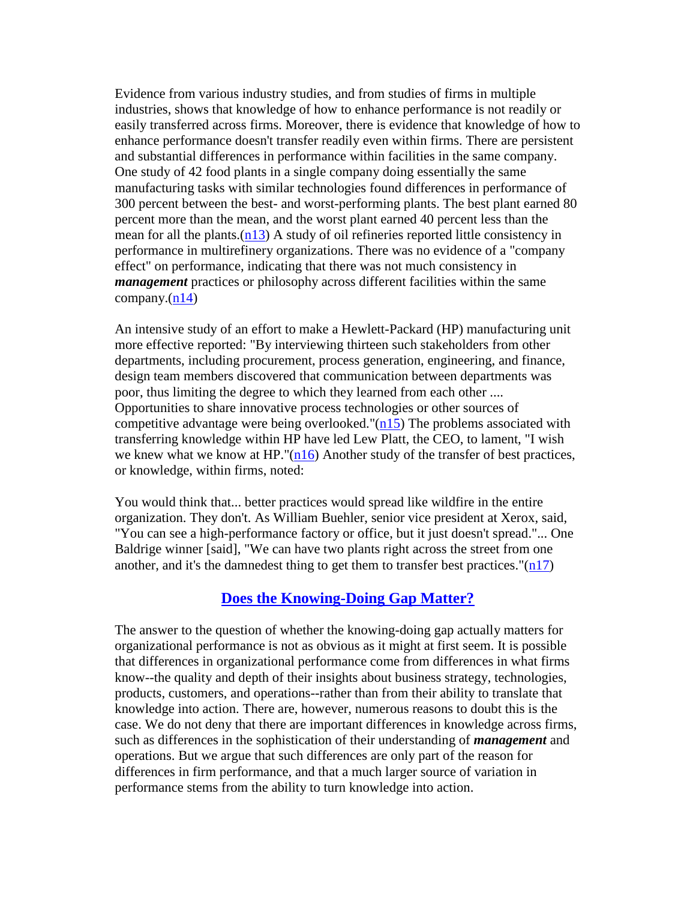Evidence from various industry studies, and from studies of firms in multiple industries, shows that knowledge of how to enhance performance is not readily or easily transferred across firms. Moreover, there is evidence that knowledge of how to enhance performance doesn't transfer readily even within firms. There are persistent and substantial differences in performance within facilities in the same company. One study of 42 food plants in a single company doing essentially the same manufacturing tasks with similar technologies found differences in performance of 300 percent between the best- and worst-performing plants. The best plant earned 80 percent more than the mean, and the worst plant earned 40 percent less than the mean for all the plants.(n13) A study of oil refineries reported little consistency in performance in multirefinery organizations. There was no evidence of a "company effect" on performance, indicating that there was not much consistency in ***management*** practices or philosophy across different facilities within the same company.(n14)

An intensive study of an effort to make a Hewlett-Packard (HP) manufacturing unit more effective reported: "By interviewing thirteen such stakeholders from other departments, including procurement, process generation, engineering, and finance, design team members discovered that communication between departments was poor, thus limiting the degree to which they learned from each other .... Opportunities to share innovative process technologies or other sources of competitive advantage were being overlooked."(n15) The problems associated with transferring knowledge within HP have led Lew Platt, the CEO, to lament, "I wish we knew what we know at HP."(n16) Another study of the transfer of best practices, or knowledge, within firms, noted:

You would think that... better practices would spread like wildfire in the entire organization. They don't. As William Buehler, senior vice president at Xerox, said, "You can see a high-performance factory or office, but it just doesn't spread."... One Baldrige winner [said], "We can have two plants right across the street from one another, and it's the damnedest thing to get them to transfer best practices."(n17)

## Does the Knowing-Doing Gap Matter?

The answer to the question of whether the knowing-doing gap actually matters for organizational performance is not as obvious as it might at first seem. It is possible that differences in organizational performance come from differences in what firms know--the quality and depth of their insights about business strategy, technologies, products, customers, and operations--rather than from their ability to translate that knowledge into action. There are, however, numerous reasons to doubt this is the case. We do not deny that there are important differences in knowledge across firms, such as differences in the sophistication of their understanding of ***management*** and operations. But we argue that such differences are only part of the reason for differences in firm performance, and that a much larger source of variation in performance stems from the ability to turn knowledge into action.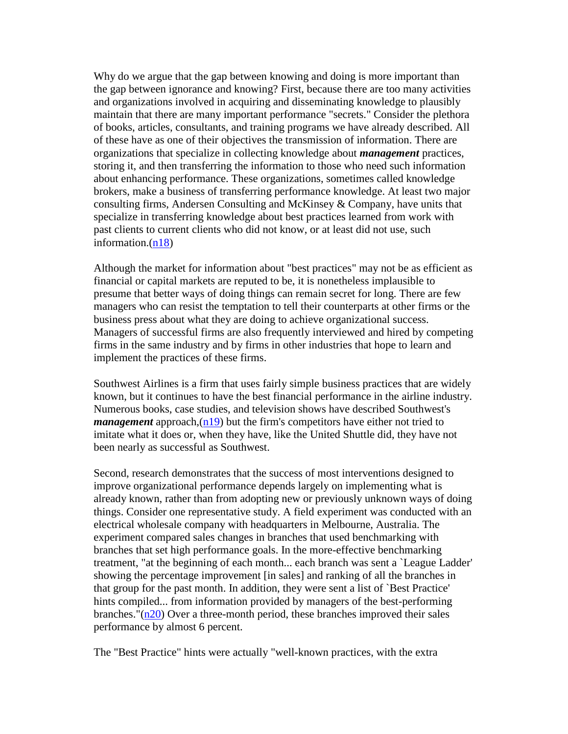Why do we argue that the gap between knowing and doing is more important than the gap between ignorance and knowing? First, because there are too many activities and organizations involved in acquiring and disseminating knowledge to plausibly maintain that there are many important performance "secrets." Consider the plethora of books, articles, consultants, and training programs we have already described. All of these have as one of their objectives the transmission of information. There are organizations that specialize in collecting knowledge about ***management*** practices, storing it, and then transferring the information to those who need such information about enhancing performance. These organizations, sometimes called knowledge brokers, make a business of transferring performance knowledge. At least two major consulting firms, Andersen Consulting and McKinsey & Company, have units that specialize in transferring knowledge about best practices learned from work with past clients to current clients who did not know, or at least did not use, such information.(n18)

Although the market for information about "best practices" may not be as efficient as financial or capital markets are reputed to be, it is nonetheless implausible to presume that better ways of doing things can remain secret for long. There are few managers who can resist the temptation to tell their counterparts at other firms or the business press about what they are doing to achieve organizational success. Managers of successful firms are also frequently interviewed and hired by competing firms in the same industry and by firms in other industries that hope to learn and implement the practices of these firms.

Southwest Airlines is a firm that uses fairly simple business practices that are widely known, but it continues to have the best financial performance in the airline industry. Numerous books, case studies, and television shows have described Southwest's ***management*** approach,(n19) but the firm's competitors have either not tried to imitate what it does or, when they have, like the United Shuttle did, they have not been nearly as successful as Southwest.

Second, research demonstrates that the success of most interventions designed to improve organizational performance depends largely on implementing what is already known, rather than from adopting new or previously unknown ways of doing things. Consider one representative study. A field experiment was conducted with an electrical wholesale company with headquarters in Melbourne, Australia. The experiment compared sales changes in branches that used benchmarking with branches that set high performance goals. In the more-effective benchmarking treatment, "at the beginning of each month... each branch was sent a `League Ladder' showing the percentage improvement [in sales] and ranking of all the branches in that group for the past month. In addition, they were sent a list of `Best Practice' hints compiled... from information provided by managers of the best-performing branches."(n20) Over a three-month period, these branches improved their sales performance by almost 6 percent.

The "Best Practice" hints were actually "well-known practices, with the extra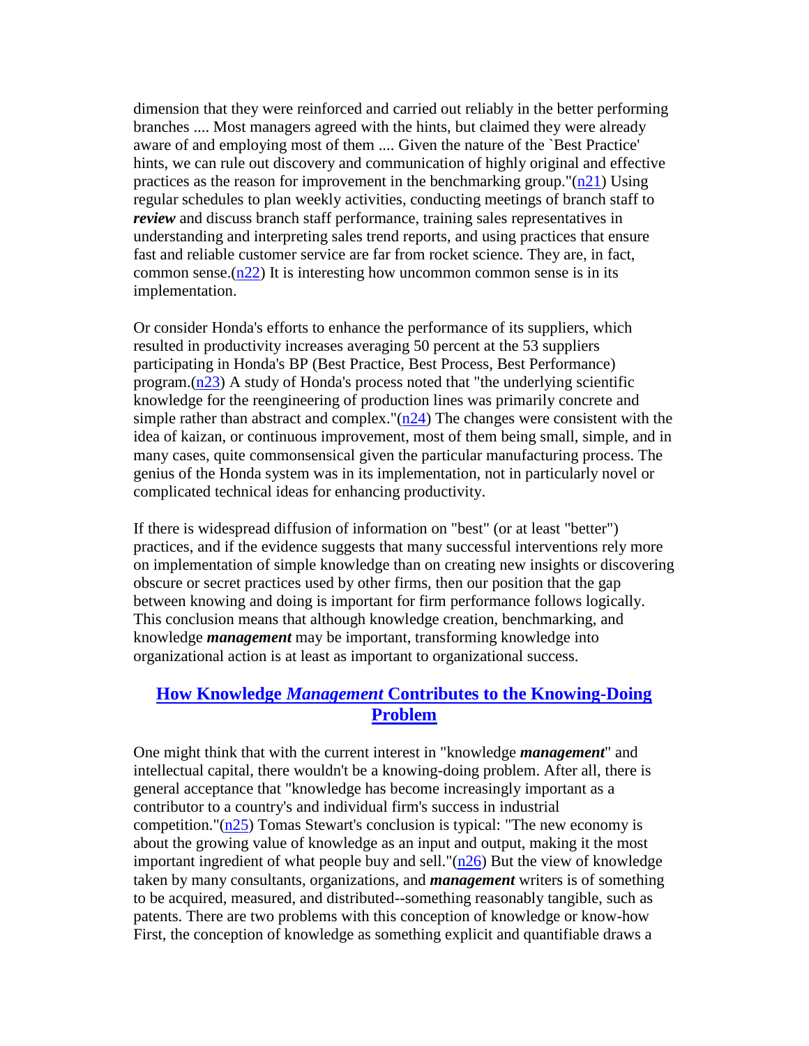dimension that they were reinforced and carried out reliably in the better performing branches .... Most managers agreed with the hints, but claimed they were already aware of and employing most of them .... Given the nature of the `Best Practice' hints, we can rule out discovery and communication of highly original and effective practices as the reason for improvement in the benchmarking group."(n21) Using regular schedules to plan weekly activities, conducting meetings of branch staff to ***review*** and discuss branch staff performance, training sales representatives in understanding and interpreting sales trend reports, and using practices that ensure fast and reliable customer service are far from rocket science. They are, in fact, common sense.(n22) It is interesting how uncommon common sense is in its implementation.

Or consider Honda's efforts to enhance the performance of its suppliers, which resulted in productivity increases averaging 50 percent at the 53 suppliers participating in Honda's BP (Best Practice, Best Process, Best Performance) program.(n23) A study of Honda's process noted that "the underlying scientific knowledge for the reengineering of production lines was primarily concrete and simple rather than abstract and complex."(n24) The changes were consistent with the idea of kaizan, or continuous improvement, most of them being small, simple, and in many cases, quite commonsensical given the particular manufacturing process. The genius of the Honda system was in its implementation, not in particularly novel or complicated technical ideas for enhancing productivity.

If there is widespread diffusion of information on "best" (or at least "better") practices, and if the evidence suggests that many successful interventions rely more on implementation of simple knowledge than on creating new insights or discovering obscure or secret practices used by other firms, then our position that the gap between knowing and doing is important for firm performance follows logically. This conclusion means that although knowledge creation, benchmarking, and knowledge ***management*** may be important, transforming knowledge into organizational action is at least as important to organizational success.

## How Knowledge *Management* Contributes to the Knowing-Doing Problem

One might think that with the current interest in "knowledge ***management***" and intellectual capital, there wouldn't be a knowing-doing problem. After all, there is general acceptance that "knowledge has become increasingly important as a contributor to a country's and individual firm's success in industrial competition."(n25) Tomas Stewart's conclusion is typical: "The new economy is about the growing value of knowledge as an input and output, making it the most important ingredient of what people buy and sell."(n26) But the view of knowledge taken by many consultants, organizations, and ***management*** writers is of something to be acquired, measured, and distributed--something reasonably tangible, such as patents. There are two problems with this conception of knowledge or know-how First, the conception of knowledge as something explicit and quantifiable draws a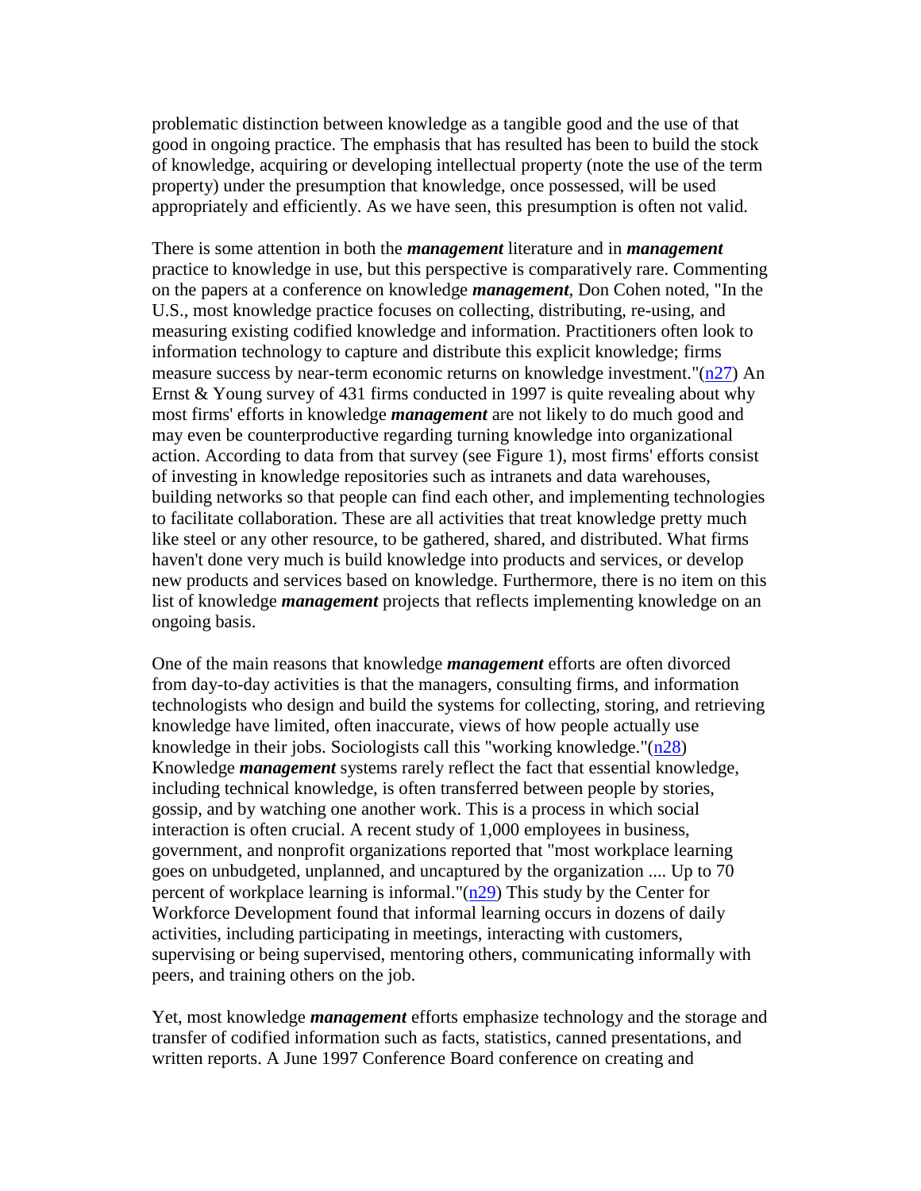problematic distinction between knowledge as a tangible good and the use of that good in ongoing practice. The emphasis that has resulted has been to build the stock of knowledge, acquiring or developing intellectual property (note the use of the term property) under the presumption that knowledge, once possessed, will be used appropriately and efficiently. As we have seen, this presumption is often not valid.

There is some attention in both the ***management*** literature and in ***management*** practice to knowledge in use, but this perspective is comparatively rare. Commenting on the papers at a conference on knowledge ***management***, Don Cohen noted, "In the U.S., most knowledge practice focuses on collecting, distributing, re-using, and measuring existing codified knowledge and information. Practitioners often look to information technology to capture and distribute this explicit knowledge; firms measure success by near-term economic returns on knowledge investment."(n27) An Ernst & Young survey of 431 firms conducted in 1997 is quite revealing about why most firms' efforts in knowledge ***management*** are not likely to do much good and may even be counterproductive regarding turning knowledge into organizational action. According to data from that survey (see Figure 1), most firms' efforts consist of investing in knowledge repositories such as intranets and data warehouses, building networks so that people can find each other, and implementing technologies to facilitate collaboration. These are all activities that treat knowledge pretty much like steel or any other resource, to be gathered, shared, and distributed. What firms haven't done very much is build knowledge into products and services, or develop new products and services based on knowledge. Furthermore, there is no item on this list of knowledge ***management*** projects that reflects implementing knowledge on an ongoing basis.

One of the main reasons that knowledge ***management*** efforts are often divorced from day-to-day activities is that the managers, consulting firms, and information technologists who design and build the systems for collecting, storing, and retrieving knowledge have limited, often inaccurate, views of how people actually use knowledge in their jobs. Sociologists call this "working knowledge."(n28) Knowledge ***management*** systems rarely reflect the fact that essential knowledge, including technical knowledge, is often transferred between people by stories, gossip, and by watching one another work. This is a process in which social interaction is often crucial. A recent study of 1,000 employees in business, government, and nonprofit organizations reported that "most workplace learning goes on unbudgeted, unplanned, and uncaptured by the organization .... Up to 70 percent of workplace learning is informal."(n29) This study by the Center for Workforce Development found that informal learning occurs in dozens of daily activities, including participating in meetings, interacting with customers, supervising or being supervised, mentoring others, communicating informally with peers, and training others on the job.

Yet, most knowledge ***management*** efforts emphasize technology and the storage and transfer of codified information such as facts, statistics, canned presentations, and written reports. A June 1997 Conference Board conference on creating and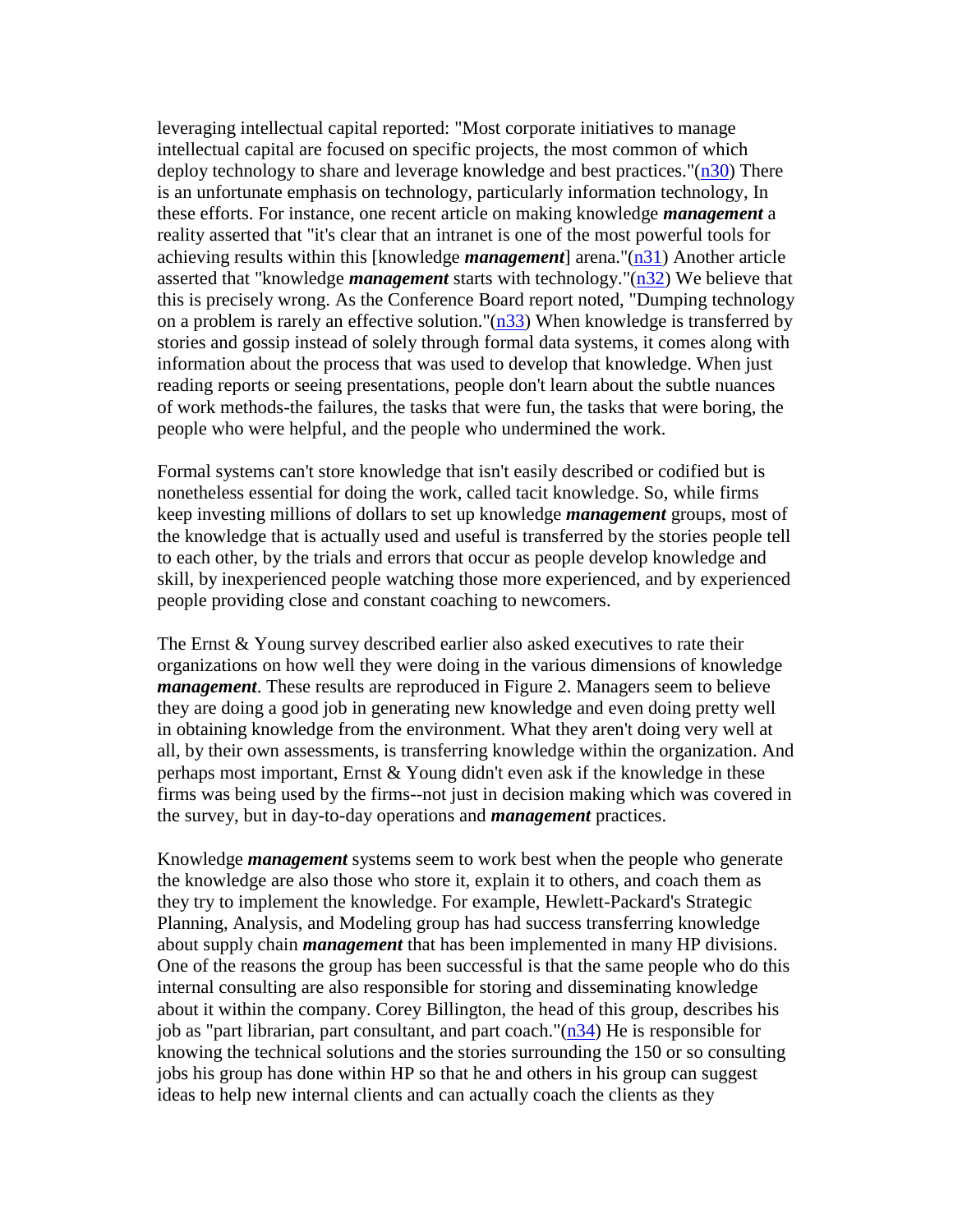leveraging intellectual capital reported: "Most corporate initiatives to manage intellectual capital are focused on specific projects, the most common of which deploy technology to share and leverage knowledge and best practices."(n30) There is an unfortunate emphasis on technology, particularly information technology, In these efforts. For instance, one recent article on making knowledge ***management*** a reality asserted that "it's clear that an intranet is one of the most powerful tools for achieving results within this [knowledge ***management***] arena."(n31) Another article asserted that "knowledge ***management*** starts with technology."(n32) We believe that this is precisely wrong. As the Conference Board report noted, "Dumping technology on a problem is rarely an effective solution."(n33) When knowledge is transferred by stories and gossip instead of solely through formal data systems, it comes along with information about the process that was used to develop that knowledge. When just reading reports or seeing presentations, people don't learn about the subtle nuances of work methods-the failures, the tasks that were fun, the tasks that were boring, the people who were helpful, and the people who undermined the work.

Formal systems can't store knowledge that isn't easily described or codified but is nonetheless essential for doing the work, called tacit knowledge. So, while firms keep investing millions of dollars to set up knowledge ***management*** groups, most of the knowledge that is actually used and useful is transferred by the stories people tell to each other, by the trials and errors that occur as people develop knowledge and skill, by inexperienced people watching those more experienced, and by experienced people providing close and constant coaching to newcomers.

The Ernst & Young survey described earlier also asked executives to rate their organizations on how well they were doing in the various dimensions of knowledge ***management***. These results are reproduced in Figure 2. Managers seem to believe they are doing a good job in generating new knowledge and even doing pretty well in obtaining knowledge from the environment. What they aren't doing very well at all, by their own assessments, is transferring knowledge within the organization. And perhaps most important, Ernst & Young didn't even ask if the knowledge in these firms was being used by the firms--not just in decision making which was covered in the survey, but in day-to-day operations and ***management*** practices.

Knowledge ***management*** systems seem to work best when the people who generate the knowledge are also those who store it, explain it to others, and coach them as they try to implement the knowledge. For example, Hewlett-Packard's Strategic Planning, Analysis, and Modeling group has had success transferring knowledge about supply chain ***management*** that has been implemented in many HP divisions. One of the reasons the group has been successful is that the same people who do this internal consulting are also responsible for storing and disseminating knowledge about it within the company. Corey Billington, the head of this group, describes his job as "part librarian, part consultant, and part coach."(n34) He is responsible for knowing the technical solutions and the stories surrounding the 150 or so consulting jobs his group has done within HP so that he and others in his group can suggest ideas to help new internal clients and can actually coach the clients as they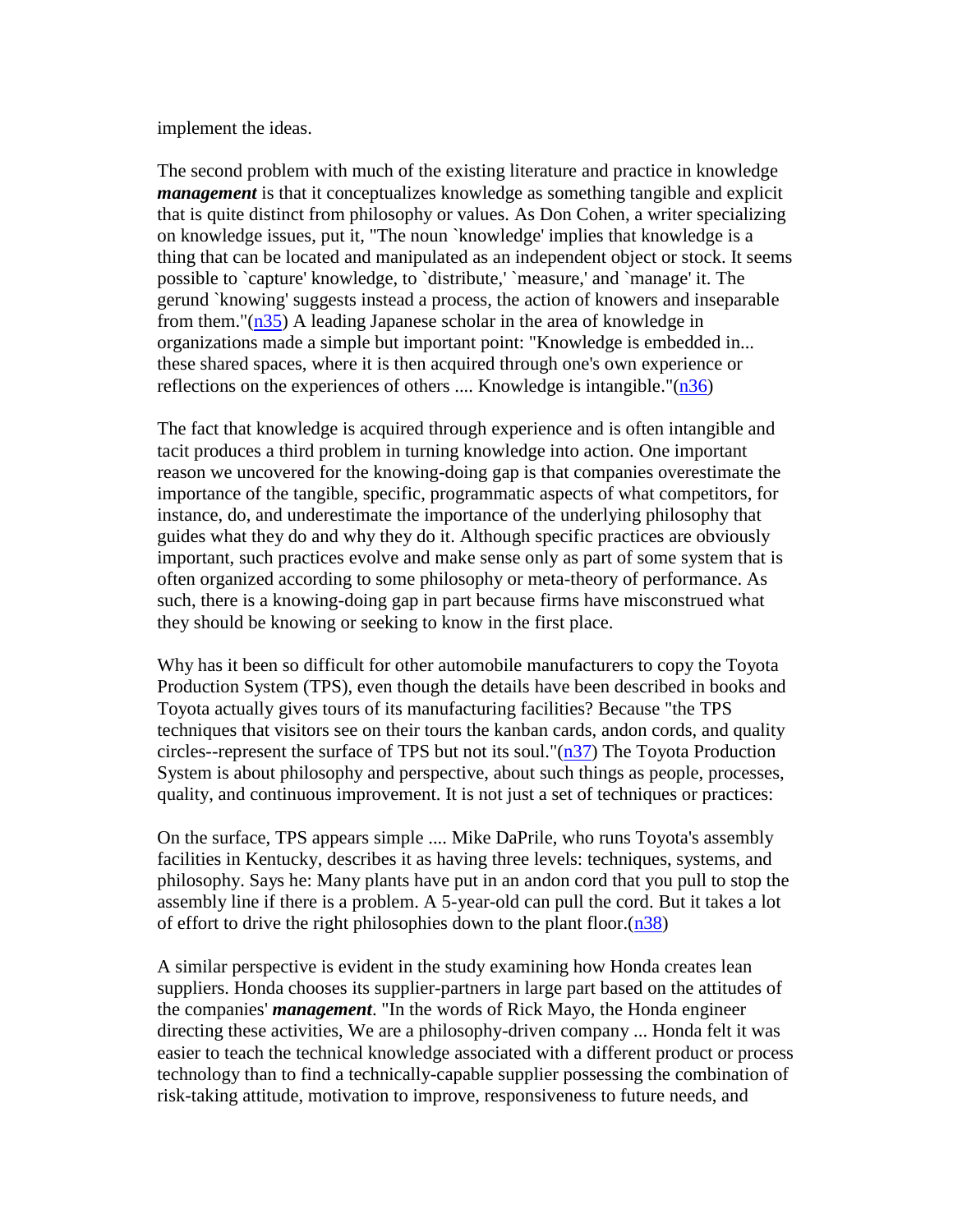implement the ideas.

The second problem with much of the existing literature and practice in knowledge ***management*** is that it conceptualizes knowledge as something tangible and explicit that is quite distinct from philosophy or values. As Don Cohen, a writer specializing on knowledge issues, put it, "The noun `knowledge' implies that knowledge is a thing that can be located and manipulated as an independent object or stock. It seems possible to `capture' knowledge, to `distribute,' `measure,' and `manage' it. The gerund `knowing' suggests instead a process, the action of knowers and inseparable from them."(n35) A leading Japanese scholar in the area of knowledge in organizations made a simple but important point: "Knowledge is embedded in... these shared spaces, where it is then acquired through one's own experience or reflections on the experiences of others .... Knowledge is intangible."(n36)

The fact that knowledge is acquired through experience and is often intangible and tacit produces a third problem in turning knowledge into action. One important reason we uncovered for the knowing-doing gap is that companies overestimate the importance of the tangible, specific, programmatic aspects of what competitors, for instance, do, and underestimate the importance of the underlying philosophy that guides what they do and why they do it. Although specific practices are obviously important, such practices evolve and make sense only as part of some system that is often organized according to some philosophy or meta-theory of performance. As such, there is a knowing-doing gap in part because firms have misconstrued what they should be knowing or seeking to know in the first place.

Why has it been so difficult for other automobile manufacturers to copy the Toyota Production System (TPS), even though the details have been described in books and Toyota actually gives tours of its manufacturing facilities? Because "the TPS techniques that visitors see on their tours the kanban cards, andon cords, and quality circles--represent the surface of TPS but not its soul."(n37) The Toyota Production System is about philosophy and perspective, about such things as people, processes, quality, and continuous improvement. It is not just a set of techniques or practices:

On the surface, TPS appears simple .... Mike DaPrile, who runs Toyota's assembly facilities in Kentucky, describes it as having three levels: techniques, systems, and philosophy. Says he: Many plants have put in an andon cord that you pull to stop the assembly line if there is a problem. A 5-year-old can pull the cord. But it takes a lot of effort to drive the right philosophies down to the plant floor.(n38)

A similar perspective is evident in the study examining how Honda creates lean suppliers. Honda chooses its supplier-partners in large part based on the attitudes of the companies' ***management***. "In the words of Rick Mayo, the Honda engineer directing these activities, We are a philosophy-driven company ... Honda felt it was easier to teach the technical knowledge associated with a different product or process technology than to find a technically-capable supplier possessing the combination of risk-taking attitude, motivation to improve, responsiveness to future needs, and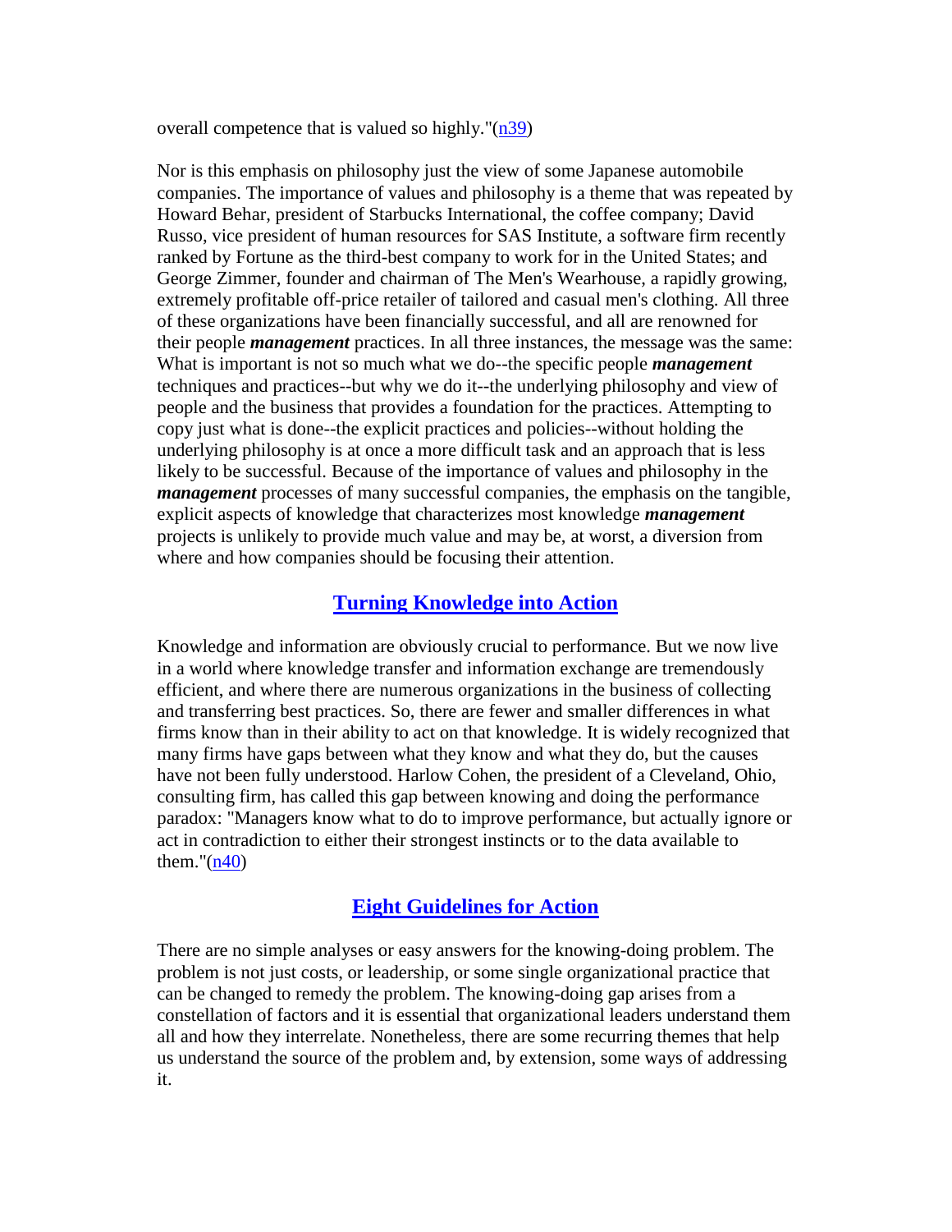overall competence that is valued so highly."(n39)

Nor is this emphasis on philosophy just the view of some Japanese automobile companies. The importance of values and philosophy is a theme that was repeated by Howard Behar, president of Starbucks International, the coffee company; David Russo, vice president of human resources for SAS Institute, a software firm recently ranked by Fortune as the third-best company to work for in the United States; and George Zimmer, founder and chairman of The Men's Wearhouse, a rapidly growing, extremely profitable off-price retailer of tailored and casual men's clothing. All three of these organizations have been financially successful, and all are renowned for their people ***management*** practices. In all three instances, the message was the same: What is important is not so much what we do--the specific people ***management*** techniques and practices--but why we do it--the underlying philosophy and view of people and the business that provides a foundation for the practices. Attempting to copy just what is done--the explicit practices and policies--without holding the underlying philosophy is at once a more difficult task and an approach that is less likely to be successful. Because of the importance of values and philosophy in the ***management*** processes of many successful companies, the emphasis on the tangible, explicit aspects of knowledge that characterizes most knowledge ***management*** projects is unlikely to provide much value and may be, at worst, a diversion from where and how companies should be focusing their attention.

## Turning Knowledge into Action

Knowledge and information are obviously crucial to performance. But we now live in a world where knowledge transfer and information exchange are tremendously efficient, and where there are numerous organizations in the business of collecting and transferring best practices. So, there are fewer and smaller differences in what firms know than in their ability to act on that knowledge. It is widely recognized that many firms have gaps between what they know and what they do, but the causes have not been fully understood. Harlow Cohen, the president of a Cleveland, Ohio, consulting firm, has called this gap between knowing and doing the performance paradox: "Managers know what to do to improve performance, but actually ignore or act in contradiction to either their strongest instincts or to the data available to them."(n40)

## Eight Guidelines for Action

There are no simple analyses or easy answers for the knowing-doing problem. The problem is not just costs, or leadership, or some single organizational practice that can be changed to remedy the problem. The knowing-doing gap arises from a constellation of factors and it is essential that organizational leaders understand them all and how they interrelate. Nonetheless, there are some recurring themes that help us understand the source of the problem and, by extension, some ways of addressing it.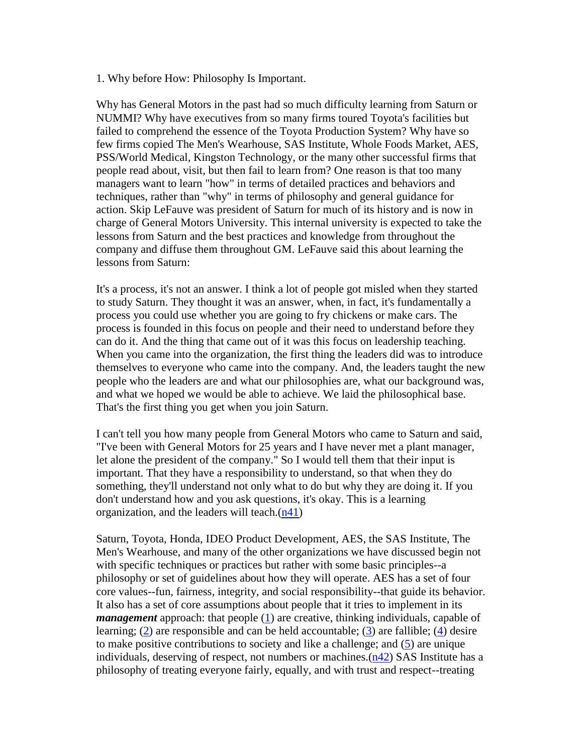1. Why before How: Philosophy Is Important.

Why has General Motors in the past had so much difficulty learning from Saturn or NUMMI? Why have executives from so many firms toured Toyota's facilities but failed to comprehend the essence of the Toyota Production System? Why have so few firms copied The Men's Wearhouse, SAS Institute, Whole Foods Market, AES, PSS/World Medical, Kingston Technology, or the many other successful firms that people read about, visit, but then fail to learn from? One reason is that too many managers want to learn "how" in terms of detailed practices and behaviors and techniques, rather than "why" in terms of philosophy and general guidance for action. Skip LeFauve was president of Saturn for much of its history and is now in charge of General Motors University. This internal university is expected to take the lessons from Saturn and the best practices and knowledge from throughout the company and diffuse them throughout GM. LeFauve said this about learning the lessons from Saturn:

It's a process, it's not an answer. I think a lot of people got misled when they started to study Saturn. They thought it was an answer, when, in fact, it's fundamentally a process you could use whether you are going to fry chickens or make cars. The process is founded in this focus on people and their need to understand before they can do it. And the thing that came out of it was this focus on leadership teaching. When you came into the organization, the first thing the leaders did was to introduce themselves to everyone who came into the company. And, the leaders taught the new people who the leaders are and what our philosophies are, what our background was, and what we hoped we would be able to achieve. We laid the philosophical base. That's the first thing you get when you join Saturn.

I can't tell you how many people from General Motors who came to Saturn and said, "I've been with General Motors for 25 years and I have never met a plant manager, let alone the president of the company." So I would tell them that their input is important. That they have a responsibility to understand, so that when they do something, they'll understand not only what to do but why they are doing it. If you don't understand how and you ask questions, it's okay. This is a learning organization, and the leaders will teach.(n41)

Saturn, Toyota, Honda, IDEO Product Development, AES, the SAS Institute, The Men's Wearhouse, and many of the other organizations we have discussed begin not with specific techniques or practices but rather with some basic principles--a philosophy or set of guidelines about how they will operate. AES has a set of four core values--fun, fairness, integrity, and social responsibility--that guide its behavior. It also has a set of core assumptions about people that it tries to implement in its ***management*** approach: that people (1) are creative, thinking individuals, capable of learning; (2) are responsible and can be held accountable; (3) are fallible; (4) desire to make positive contributions to society and like a challenge; and (5) are unique individuals, deserving of respect, not numbers or machines.(n42) SAS Institute has a philosophy of treating everyone fairly, equally, and with trust and respect--treating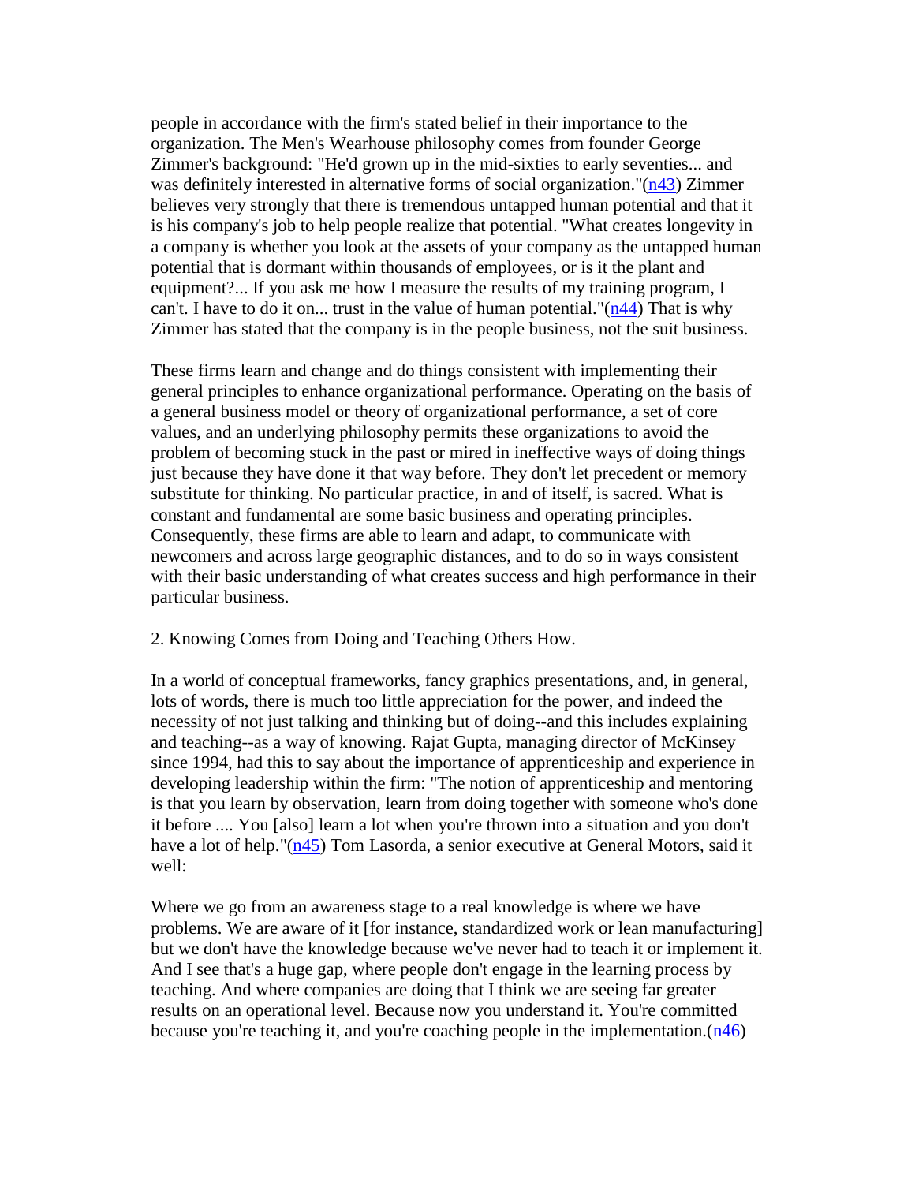people in accordance with the firm's stated belief in their importance to the organization. The Men's Wearhouse philosophy comes from founder George Zimmer's background: "He'd grown up in the mid-sixties to early seventies... and was definitely interested in alternative forms of social organization."(n43) Zimmer believes very strongly that there is tremendous untapped human potential and that it is his company's job to help people realize that potential. "What creates longevity in a company is whether you look at the assets of your company as the untapped human potential that is dormant within thousands of employees, or is it the plant and equipment?... If you ask me how I measure the results of my training program, I can't. I have to do it on... trust in the value of human potential."(n44) That is why Zimmer has stated that the company is in the people business, not the suit business.

These firms learn and change and do things consistent with implementing their general principles to enhance organizational performance. Operating on the basis of a general business model or theory of organizational performance, a set of core values, and an underlying philosophy permits these organizations to avoid the problem of becoming stuck in the past or mired in ineffective ways of doing things just because they have done it that way before. They don't let precedent or memory substitute for thinking. No particular practice, in and of itself, is sacred. What is constant and fundamental are some basic business and operating principles. Consequently, these firms are able to learn and adapt, to communicate with newcomers and across large geographic distances, and to do so in ways consistent with their basic understanding of what creates success and high performance in their particular business.

2. Knowing Comes from Doing and Teaching Others How.

In a world of conceptual frameworks, fancy graphics presentations, and, in general, lots of words, there is much too little appreciation for the power, and indeed the necessity of not just talking and thinking but of doing--and this includes explaining and teaching--as a way of knowing. Rajat Gupta, managing director of McKinsey since 1994, had this to say about the importance of apprenticeship and experience in developing leadership within the firm: "The notion of apprenticeship and mentoring is that you learn by observation, learn from doing together with someone who's done it before .... You [also] learn a lot when you're thrown into a situation and you don't have a lot of help."(n45) Tom Lasorda, a senior executive at General Motors, said it well:

Where we go from an awareness stage to a real knowledge is where we have problems. We are aware of it [for instance, standardized work or lean manufacturing] but we don't have the knowledge because we've never had to teach it or implement it. And I see that's a huge gap, where people don't engage in the learning process by teaching. And where companies are doing that I think we are seeing far greater results on an operational level. Because now you understand it. You're committed because you're teaching it, and you're coaching people in the implementation.(n46)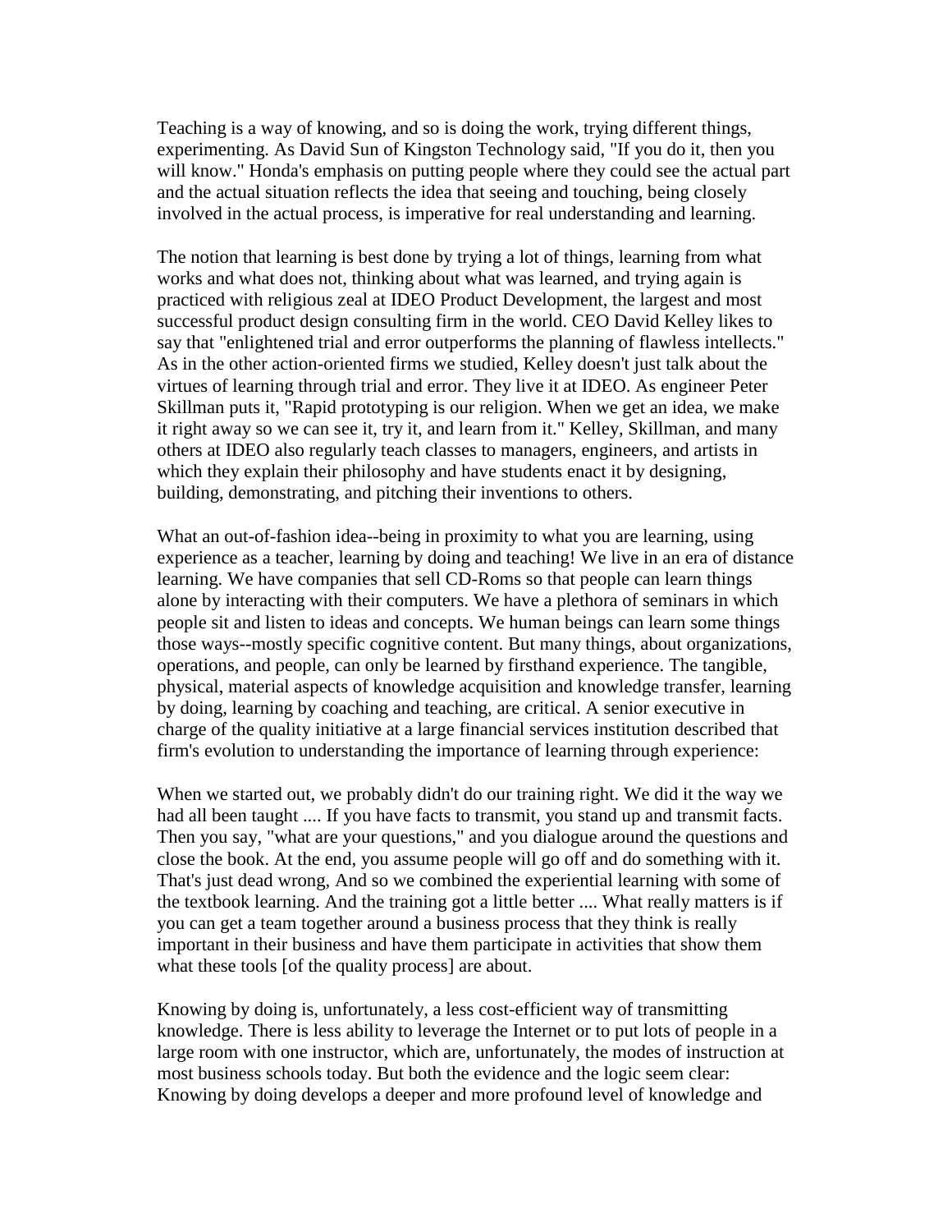Teaching is a way of knowing, and so is doing the work, trying different things, experimenting. As David Sun of Kingston Technology said, "If you do it, then you will know." Honda's emphasis on putting people where they could see the actual part and the actual situation reflects the idea that seeing and touching, being closely involved in the actual process, is imperative for real understanding and learning.

The notion that learning is best done by trying a lot of things, learning from what works and what does not, thinking about what was learned, and trying again is practiced with religious zeal at IDEO Product Development, the largest and most successful product design consulting firm in the world. CEO David Kelley likes to say that "enlightened trial and error outperforms the planning of flawless intellects." As in the other action-oriented firms we studied, Kelley doesn't just talk about the virtues of learning through trial and error. They live it at IDEO. As engineer Peter Skillman puts it, "Rapid prototyping is our religion. When we get an idea, we make it right away so we can see it, try it, and learn from it." Kelley, Skillman, and many others at IDEO also regularly teach classes to managers, engineers, and artists in which they explain their philosophy and have students enact it by designing, building, demonstrating, and pitching their inventions to others.

What an out-of-fashion idea--being in proximity to what you are learning, using experience as a teacher, learning by doing and teaching! We live in an era of distance learning. We have companies that sell CD-Roms so that people can learn things alone by interacting with their computers. We have a plethora of seminars in which people sit and listen to ideas and concepts. We human beings can learn some things those ways--mostly specific cognitive content. But many things, about organizations, operations, and people, can only be learned by firsthand experience. The tangible, physical, material aspects of knowledge acquisition and knowledge transfer, learning by doing, learning by coaching and teaching, are critical. A senior executive in charge of the quality initiative at a large financial services institution described that firm's evolution to understanding the importance of learning through experience:

When we started out, we probably didn't do our training right. We did it the way we had all been taught .... If you have facts to transmit, you stand up and transmit facts. Then you say, "what are your questions," and you dialogue around the questions and close the book. At the end, you assume people will go off and do something with it. That's just dead wrong, And so we combined the experiential learning with some of the textbook learning. And the training got a little better .... What really matters is if you can get a team together around a business process that they think is really important in their business and have them participate in activities that show them what these tools [of the quality process] are about.

Knowing by doing is, unfortunately, a less cost-efficient way of transmitting knowledge. There is less ability to leverage the Internet or to put lots of people in a large room with one instructor, which are, unfortunately, the modes of instruction at most business schools today. But both the evidence and the logic seem clear: Knowing by doing develops a deeper and more profound level of knowledge and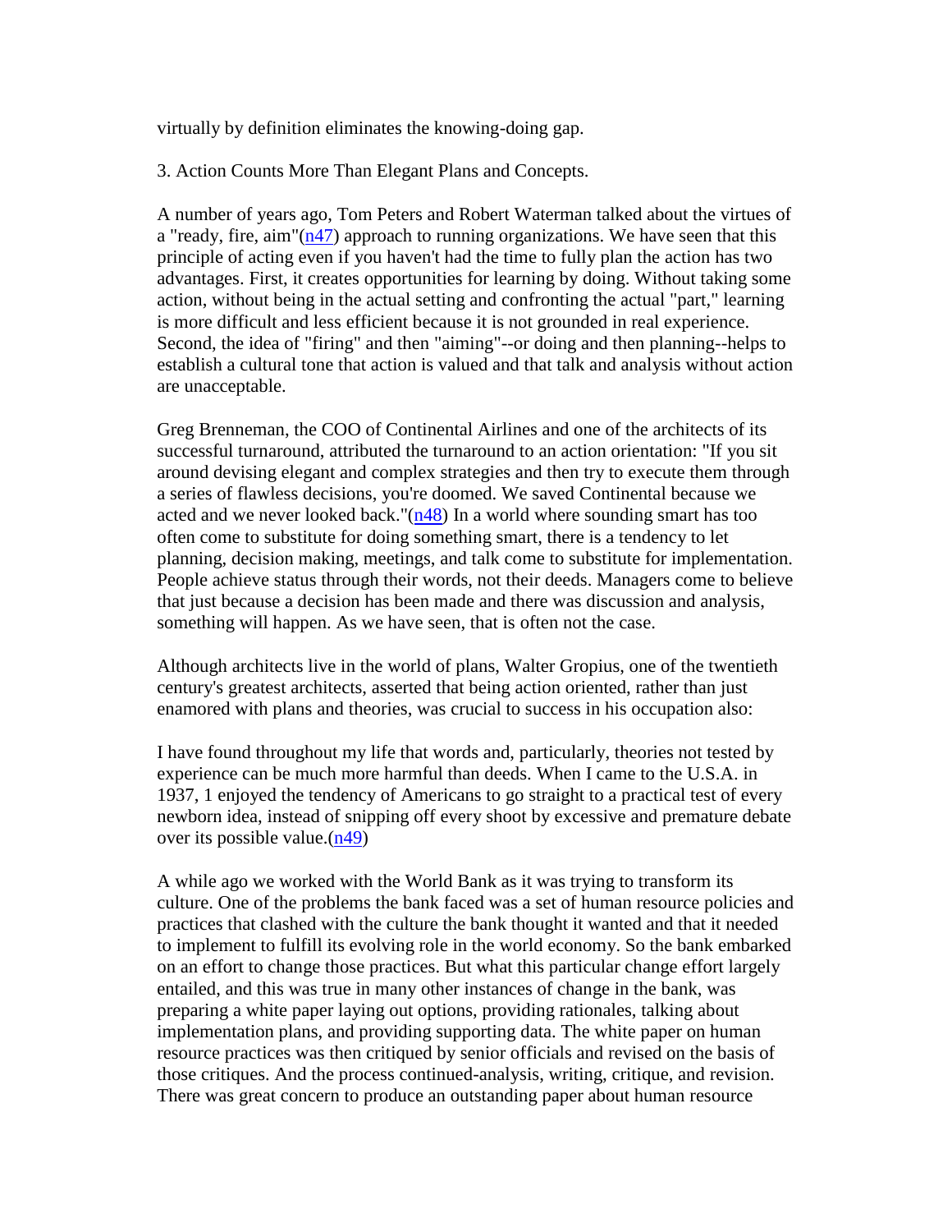virtually by definition eliminates the knowing-doing gap.

3. Action Counts More Than Elegant Plans and Concepts.

A number of years ago, Tom Peters and Robert Waterman talked about the virtues of a "ready, fire, aim"(n47) approach to running organizations. We have seen that this principle of acting even if you haven't had the time to fully plan the action has two advantages. First, it creates opportunities for learning by doing. Without taking some action, without being in the actual setting and confronting the actual "part," learning is more difficult and less efficient because it is not grounded in real experience. Second, the idea of "firing" and then "aiming"--or doing and then planning--helps to establish a cultural tone that action is valued and that talk and analysis without action are unacceptable.

Greg Brenneman, the COO of Continental Airlines and one of the architects of its successful turnaround, attributed the turnaround to an action orientation: "If you sit around devising elegant and complex strategies and then try to execute them through a series of flawless decisions, you're doomed. We saved Continental because we acted and we never looked back."(n48) In a world where sounding smart has too often come to substitute for doing something smart, there is a tendency to let planning, decision making, meetings, and talk come to substitute for implementation. People achieve status through their words, not their deeds. Managers come to believe that just because a decision has been made and there was discussion and analysis, something will happen. As we have seen, that is often not the case.

Although architects live in the world of plans, Walter Gropius, one of the twentieth century's greatest architects, asserted that being action oriented, rather than just enamored with plans and theories, was crucial to success in his occupation also:

I have found throughout my life that words and, particularly, theories not tested by experience can be much more harmful than deeds. When I came to the U.S.A. in 1937, 1 enjoyed the tendency of Americans to go straight to a practical test of every newborn idea, instead of snipping off every shoot by excessive and premature debate over its possible value.(n49)

A while ago we worked with the World Bank as it was trying to transform its culture. One of the problems the bank faced was a set of human resource policies and practices that clashed with the culture the bank thought it wanted and that it needed to implement to fulfill its evolving role in the world economy. So the bank embarked on an effort to change those practices. But what this particular change effort largely entailed, and this was true in many other instances of change in the bank, was preparing a white paper laying out options, providing rationales, talking about implementation plans, and providing supporting data. The white paper on human resource practices was then critiqued by senior officials and revised on the basis of those critiques. And the process continued-analysis, writing, critique, and revision. There was great concern to produce an outstanding paper about human resource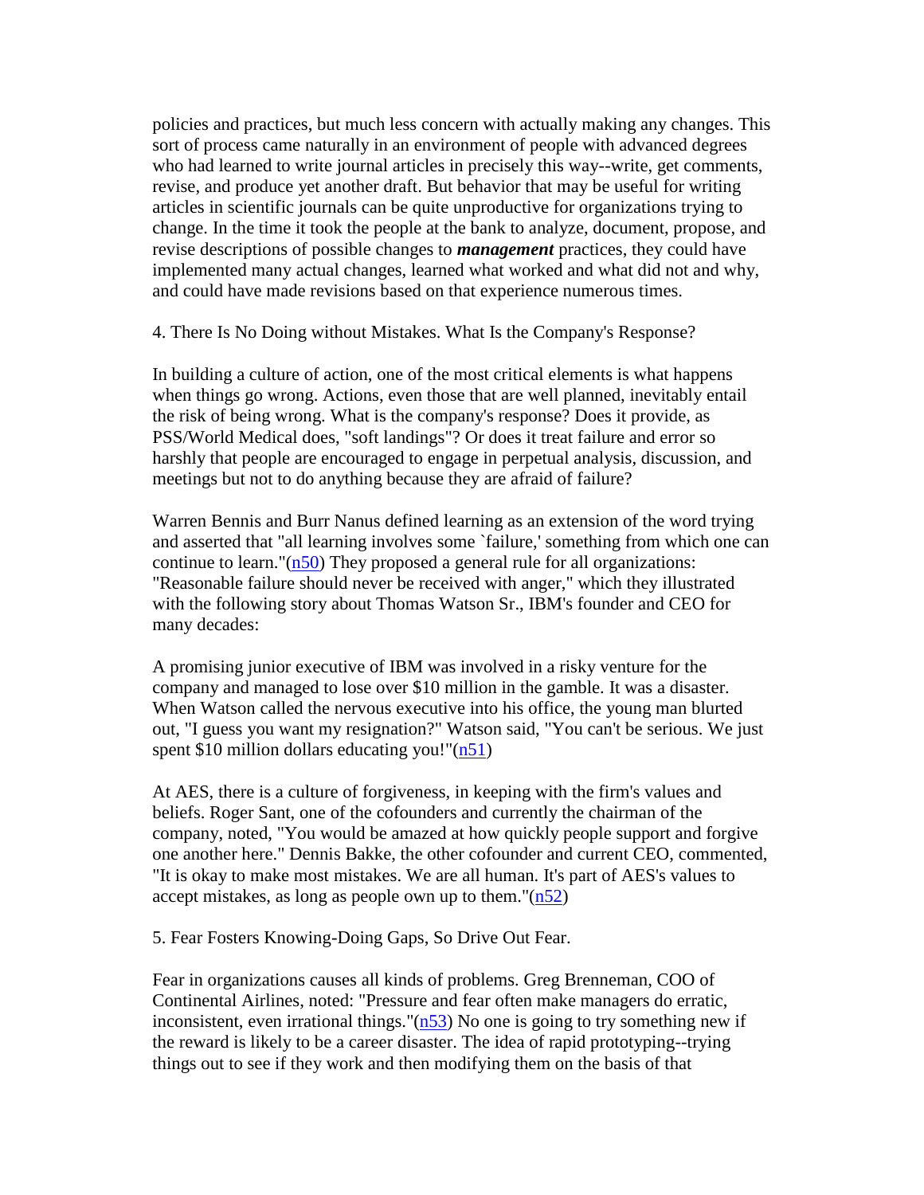policies and practices, but much less concern with actually making any changes. This sort of process came naturally in an environment of people with advanced degrees who had learned to write journal articles in precisely this way--write, get comments, revise, and produce yet another draft. But behavior that may be useful for writing articles in scientific journals can be quite unproductive for organizations trying to change. In the time it took the people at the bank to analyze, document, propose, and revise descriptions of possible changes to ***management*** practices, they could have implemented many actual changes, learned what worked and what did not and why, and could have made revisions based on that experience numerous times.

4. There Is No Doing without Mistakes. What Is the Company's Response?

In building a culture of action, one of the most critical elements is what happens when things go wrong. Actions, even those that are well planned, inevitably entail the risk of being wrong. What is the company's response? Does it provide, as PSS/World Medical does, "soft landings"? Or does it treat failure and error so harshly that people are encouraged to engage in perpetual analysis, discussion, and meetings but not to do anything because they are afraid of failure?

Warren Bennis and Burr Nanus defined learning as an extension of the word trying and asserted that "all learning involves some `failure,' something from which one can continue to learn."(n50) They proposed a general rule for all organizations: "Reasonable failure should never be received with anger," which they illustrated with the following story about Thomas Watson Sr., IBM's founder and CEO for many decades:

A promising junior executive of IBM was involved in a risky venture for the company and managed to lose over $10 million in the gamble. It was a disaster. When Watson called the nervous executive into his office, the young man blurted out, "I guess you want my resignation?" Watson said, "You can't be serious. We just spent $10 million dollars educating you!"(n51)

At AES, there is a culture of forgiveness, in keeping with the firm's values and beliefs. Roger Sant, one of the cofounders and currently the chairman of the company, noted, "You would be amazed at how quickly people support and forgive one another here." Dennis Bakke, the other cofounder and current CEO, commented, "It is okay to make most mistakes. We are all human. It's part of AES's values to accept mistakes, as long as people own up to them."(n52)

5. Fear Fosters Knowing-Doing Gaps, So Drive Out Fear.

Fear in organizations causes all kinds of problems. Greg Brenneman, COO of Continental Airlines, noted: "Pressure and fear often make managers do erratic, inconsistent, even irrational things."(n53) No one is going to try something new if the reward is likely to be a career disaster. The idea of rapid prototyping--trying things out to see if they work and then modifying them on the basis of that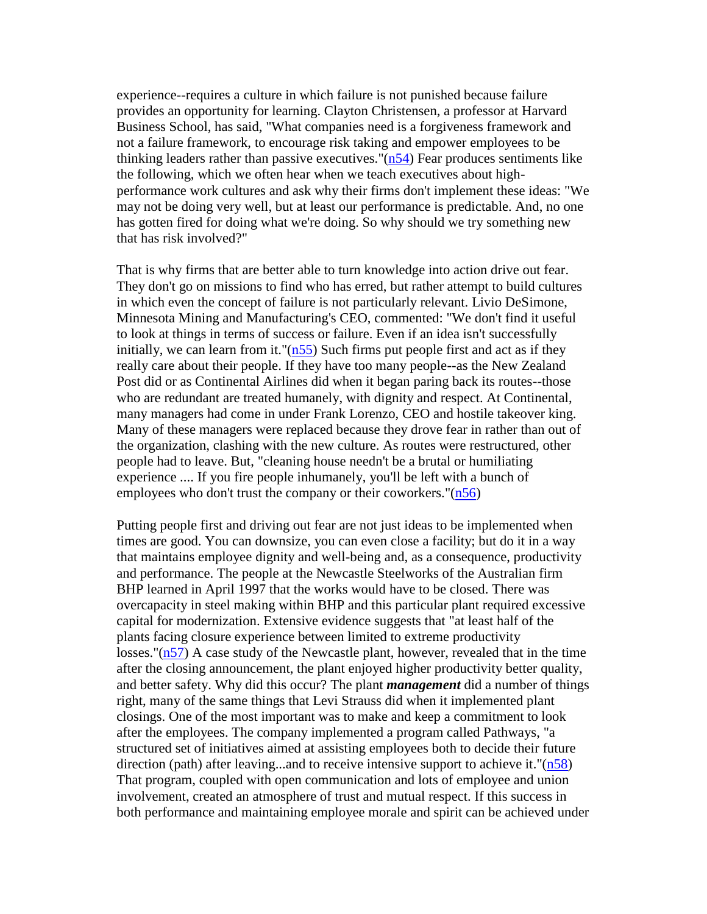experience--requires a culture in which failure is not punished because failure provides an opportunity for learning. Clayton Christensen, a professor at Harvard Business School, has said, "What companies need is a forgiveness framework and not a failure framework, to encourage risk taking and empower employees to be thinking leaders rather than passive executives."(n54) Fear produces sentiments like the following, which we often hear when we teach executives about high-performance work cultures and ask why their firms don't implement these ideas: "We may not be doing very well, but at least our performance is predictable. And, no one has gotten fired for doing what we're doing. So why should we try something new that has risk involved?"

That is why firms that are better able to turn knowledge into action drive out fear. They don't go on missions to find who has erred, but rather attempt to build cultures in which even the concept of failure is not particularly relevant. Livio DeSimone, Minnesota Mining and Manufacturing's CEO, commented: "We don't find it useful to look at things in terms of success or failure. Even if an idea isn't successfully initially, we can learn from it."(n55) Such firms put people first and act as if they really care about their people. If they have too many people--as the New Zealand Post did or as Continental Airlines did when it began paring back its routes--those who are redundant are treated humanely, with dignity and respect. At Continental, many managers had come in under Frank Lorenzo, CEO and hostile takeover king. Many of these managers were replaced because they drove fear in rather than out of the organization, clashing with the new culture. As routes were restructured, other people had to leave. But, "cleaning house needn't be a brutal or humiliating experience .... If you fire people inhumanely, you'll be left with a bunch of employees who don't trust the company or their coworkers."(n56)

Putting people first and driving out fear are not just ideas to be implemented when times are good. You can downsize, you can even close a facility; but do it in a way that maintains employee dignity and well-being and, as a consequence, productivity and performance. The people at the Newcastle Steelworks of the Australian firm BHP learned in April 1997 that the works would have to be closed. There was overcapacity in steel making within BHP and this particular plant required excessive capital for modernization. Extensive evidence suggests that "at least half of the plants facing closure experience between limited to extreme productivity losses."(n57) A case study of the Newcastle plant, however, revealed that in the time after the closing announcement, the plant enjoyed higher productivity better quality, and better safety. Why did this occur? The plant ***management*** did a number of things right, many of the same things that Levi Strauss did when it implemented plant closings. One of the most important was to make and keep a commitment to look after the employees. The company implemented a program called Pathways, "a structured set of initiatives aimed at assisting employees both to decide their future direction (path) after leaving...and to receive intensive support to achieve it."(n58) That program, coupled with open communication and lots of employee and union involvement, created an atmosphere of trust and mutual respect. If this success in both performance and maintaining employee morale and spirit can be achieved under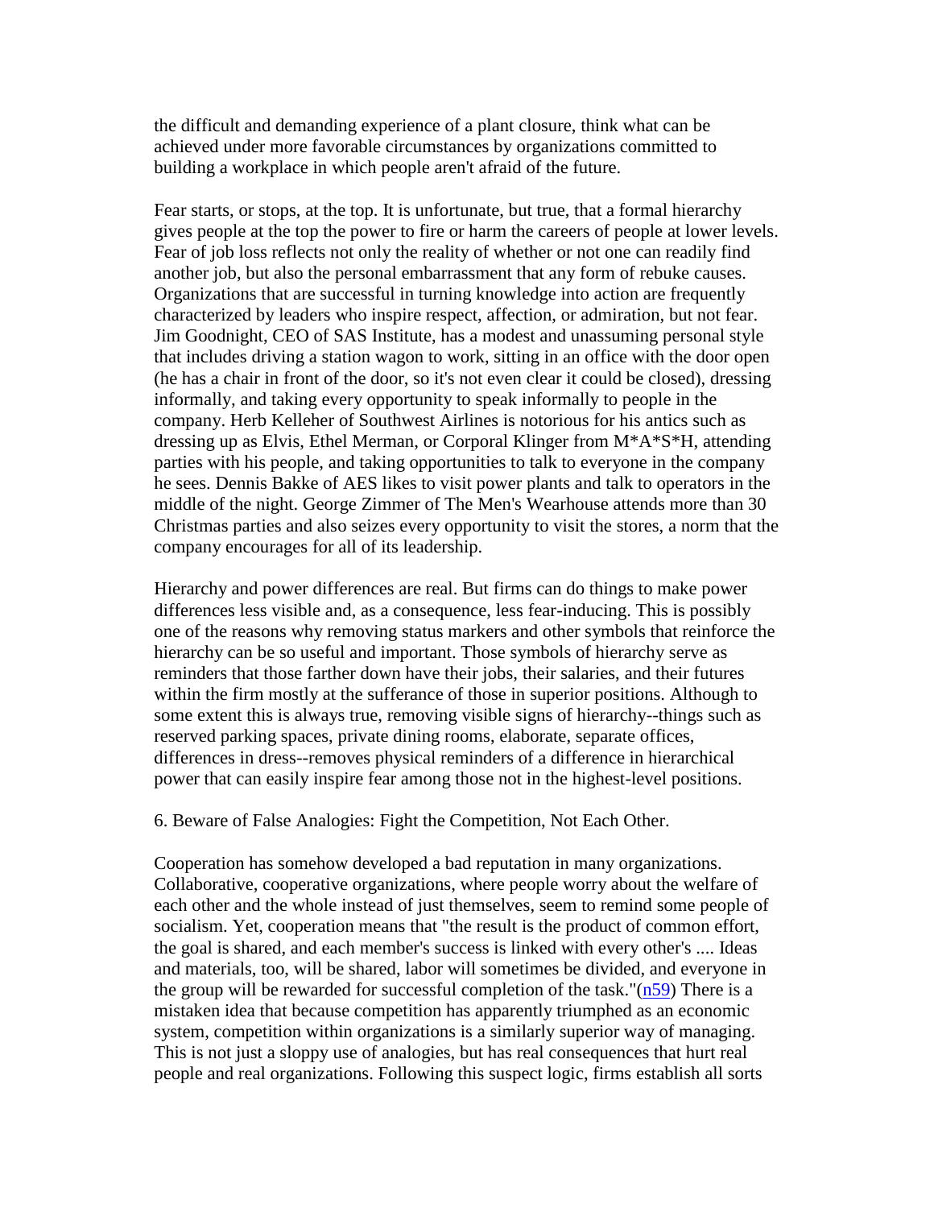the difficult and demanding experience of a plant closure, think what can be achieved under more favorable circumstances by organizations committed to building a workplace in which people aren't afraid of the future.

Fear starts, or stops, at the top. It is unfortunate, but true, that a formal hierarchy gives people at the top the power to fire or harm the careers of people at lower levels. Fear of job loss reflects not only the reality of whether or not one can readily find another job, but also the personal embarrassment that any form of rebuke causes. Organizations that are successful in turning knowledge into action are frequently characterized by leaders who inspire respect, affection, or admiration, but not fear. Jim Goodnight, CEO of SAS Institute, has a modest and unassuming personal style that includes driving a station wagon to work, sitting in an office with the door open (he has a chair in front of the door, so it's not even clear it could be closed), dressing informally, and taking every opportunity to speak informally to people in the company. Herb Kelleher of Southwest Airlines is notorious for his antics such as dressing up as Elvis, Ethel Merman, or Corporal Klinger from M*A*S*H, attending parties with his people, and taking opportunities to talk to everyone in the company he sees. Dennis Bakke of AES likes to visit power plants and talk to operators in the middle of the night. George Zimmer of The Men's Wearhouse attends more than 30 Christmas parties and also seizes every opportunity to visit the stores, a norm that the company encourages for all of its leadership.

Hierarchy and power differences are real. But firms can do things to make power differences less visible and, as a consequence, less fear-inducing. This is possibly one of the reasons why removing status markers and other symbols that reinforce the hierarchy can be so useful and important. Those symbols of hierarchy serve as reminders that those farther down have their jobs, their salaries, and their futures within the firm mostly at the sufferance of those in superior positions. Although to some extent this is always true, removing visible signs of hierarchy--things such as reserved parking spaces, private dining rooms, elaborate, separate offices, differences in dress--removes physical reminders of a difference in hierarchical power that can easily inspire fear among those not in the highest-level positions.

6. Beware of False Analogies: Fight the Competition, Not Each Other.

Cooperation has somehow developed a bad reputation in many organizations. Collaborative, cooperative organizations, where people worry about the welfare of each other and the whole instead of just themselves, seem to remind some people of socialism. Yet, cooperation means that "the result is the product of common effort, the goal is shared, and each member's success is linked with every other's .... Ideas and materials, too, will be shared, labor will sometimes be divided, and everyone in the group will be rewarded for successful completion of the task."(n59) There is a mistaken idea that because competition has apparently triumphed as an economic system, competition within organizations is a similarly superior way of managing. This is not just a sloppy use of analogies, but has real consequences that hurt real people and real organizations. Following this suspect logic, firms establish all sorts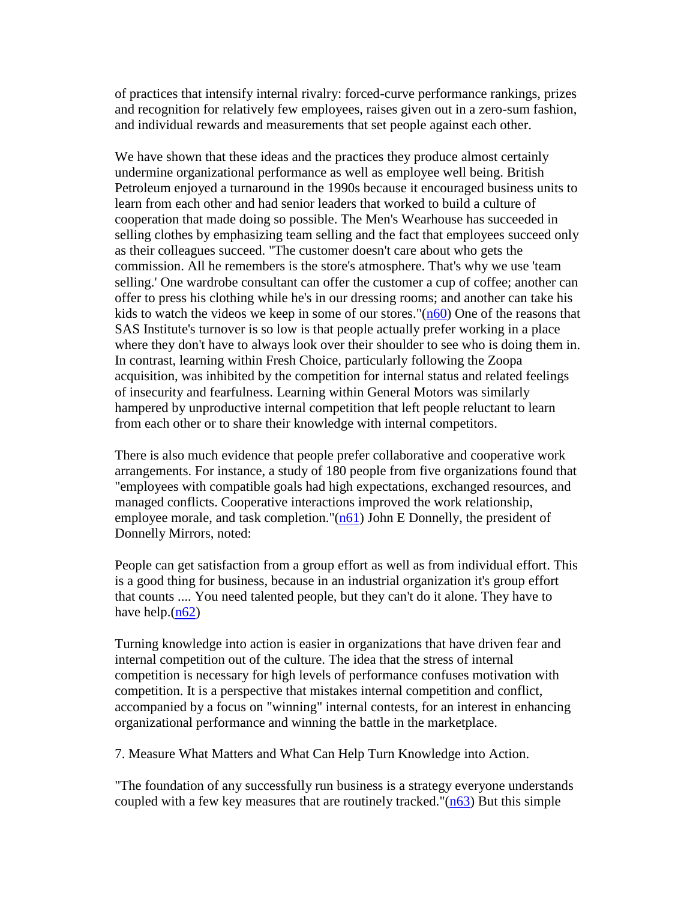of practices that intensify internal rivalry: forced-curve performance rankings, prizes and recognition for relatively few employees, raises given out in a zero-sum fashion, and individual rewards and measurements that set people against each other.

We have shown that these ideas and the practices they produce almost certainly undermine organizational performance as well as employee well being. British Petroleum enjoyed a turnaround in the 1990s because it encouraged business units to learn from each other and had senior leaders that worked to build a culture of cooperation that made doing so possible. The Men's Wearhouse has succeeded in selling clothes by emphasizing team selling and the fact that employees succeed only as their colleagues succeed. "The customer doesn't care about who gets the commission. All he remembers is the store's atmosphere. That's why we use 'team selling.' One wardrobe consultant can offer the customer a cup of coffee; another can offer to press his clothing while he's in our dressing rooms; and another can take his kids to watch the videos we keep in some of our stores."(n60) One of the reasons that SAS Institute's turnover is so low is that people actually prefer working in a place where they don't have to always look over their shoulder to see who is doing them in. In contrast, learning within Fresh Choice, particularly following the Zoopa acquisition, was inhibited by the competition for internal status and related feelings of insecurity and fearfulness. Learning within General Motors was similarly hampered by unproductive internal competition that left people reluctant to learn from each other or to share their knowledge with internal competitors.

There is also much evidence that people prefer collaborative and cooperative work arrangements. For instance, a study of 180 people from five organizations found that "employees with compatible goals had high expectations, exchanged resources, and managed conflicts. Cooperative interactions improved the work relationship, employee morale, and task completion."(n61) John E Donnelly, the president of Donnelly Mirrors, noted:

People can get satisfaction from a group effort as well as from individual effort. This is a good thing for business, because in an industrial organization it's group effort that counts .... You need talented people, but they can't do it alone. They have to have help.(n62)

Turning knowledge into action is easier in organizations that have driven fear and internal competition out of the culture. The idea that the stress of internal competition is necessary for high levels of performance confuses motivation with competition. It is a perspective that mistakes internal competition and conflict, accompanied by a focus on "winning" internal contests, for an interest in enhancing organizational performance and winning the battle in the marketplace.

7. Measure What Matters and What Can Help Turn Knowledge into Action.

"The foundation of any successfully run business is a strategy everyone understands coupled with a few key measures that are routinely tracked."(n63) But this simple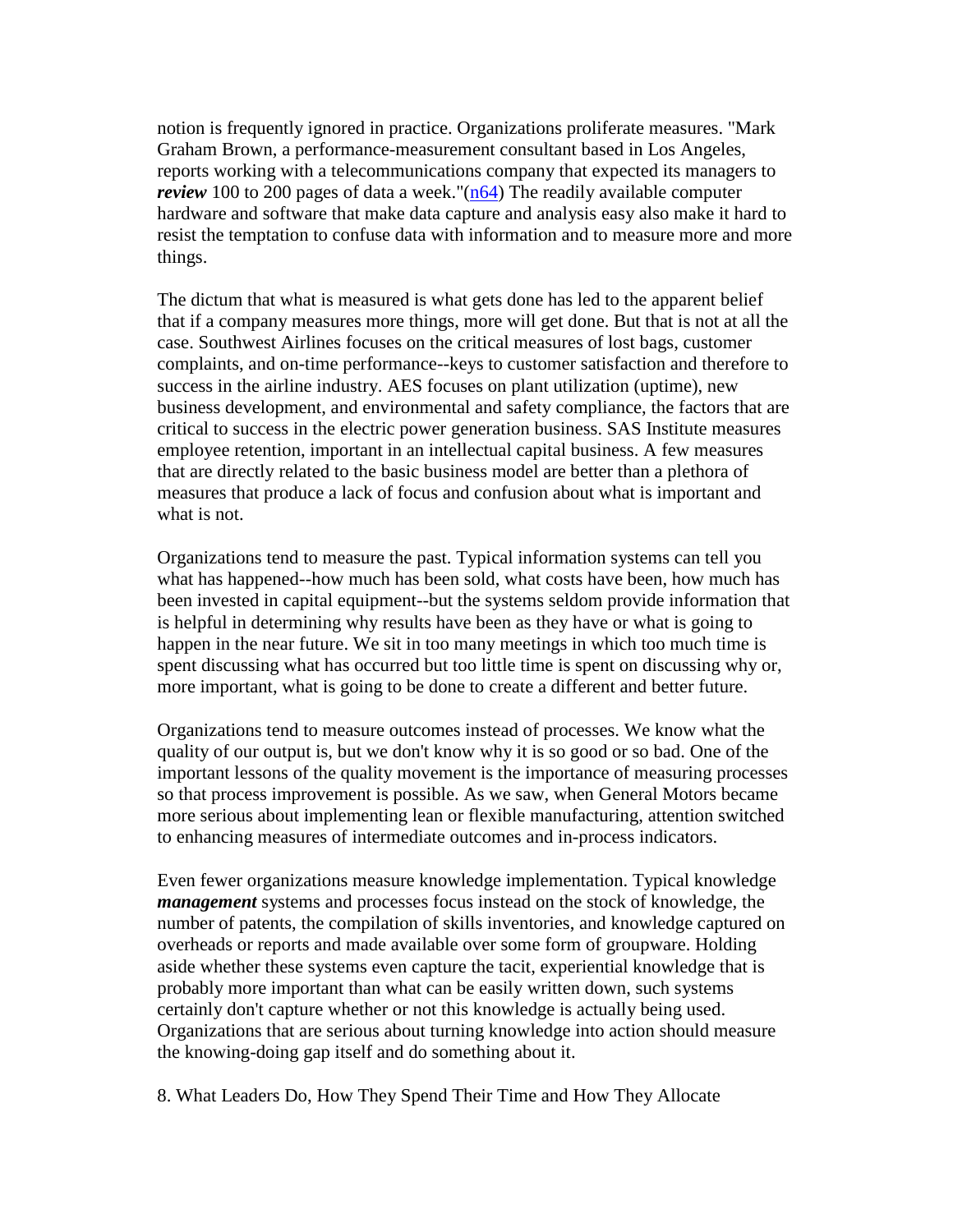notion is frequently ignored in practice. Organizations proliferate measures. "Mark Graham Brown, a performance-measurement consultant based in Los Angeles, reports working with a telecommunications company that expected its managers to ***review*** 100 to 200 pages of data a week."(n64) The readily available computer hardware and software that make data capture and analysis easy also make it hard to resist the temptation to confuse data with information and to measure more and more things.

The dictum that what is measured is what gets done has led to the apparent belief that if a company measures more things, more will get done. But that is not at all the case. Southwest Airlines focuses on the critical measures of lost bags, customer complaints, and on-time performance--keys to customer satisfaction and therefore to success in the airline industry. AES focuses on plant utilization (uptime), new business development, and environmental and safety compliance, the factors that are critical to success in the electric power generation business. SAS Institute measures employee retention, important in an intellectual capital business. A few measures that are directly related to the basic business model are better than a plethora of measures that produce a lack of focus and confusion about what is important and what is not.

Organizations tend to measure the past. Typical information systems can tell you what has happened--how much has been sold, what costs have been, how much has been invested in capital equipment--but the systems seldom provide information that is helpful in determining why results have been as they have or what is going to happen in the near future. We sit in too many meetings in which too much time is spent discussing what has occurred but too little time is spent on discussing why or, more important, what is going to be done to create a different and better future.

Organizations tend to measure outcomes instead of processes. We know what the quality of our output is, but we don't know why it is so good or so bad. One of the important lessons of the quality movement is the importance of measuring processes so that process improvement is possible. As we saw, when General Motors became more serious about implementing lean or flexible manufacturing, attention switched to enhancing measures of intermediate outcomes and in-process indicators.

Even fewer organizations measure knowledge implementation. Typical knowledge ***management*** systems and processes focus instead on the stock of knowledge, the number of patents, the compilation of skills inventories, and knowledge captured on overheads or reports and made available over some form of groupware. Holding aside whether these systems even capture the tacit, experiential knowledge that is probably more important than what can be easily written down, such systems certainly don't capture whether or not this knowledge is actually being used. Organizations that are serious about turning knowledge into action should measure the knowing-doing gap itself and do something about it.

8. What Leaders Do, How They Spend Their Time and How They Allocate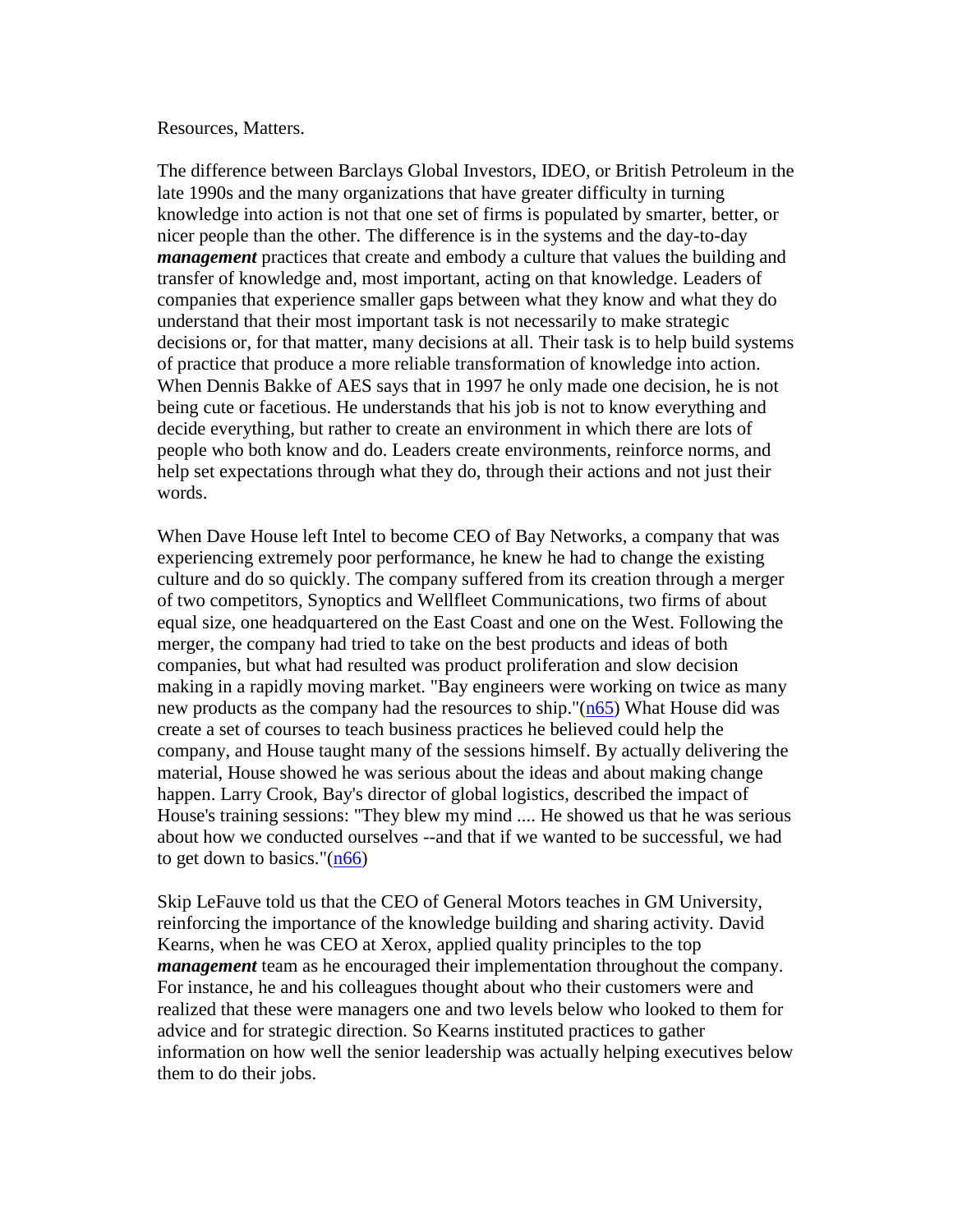Resources, Matters.

The difference between Barclays Global Investors, IDEO, or British Petroleum in the late 1990s and the many organizations that have greater difficulty in turning knowledge into action is not that one set of firms is populated by smarter, better, or nicer people than the other. The difference is in the systems and the day-to-day ***management*** practices that create and embody a culture that values the building and transfer of knowledge and, most important, acting on that knowledge. Leaders of companies that experience smaller gaps between what they know and what they do understand that their most important task is not necessarily to make strategic decisions or, for that matter, many decisions at all. Their task is to help build systems of practice that produce a more reliable transformation of knowledge into action. When Dennis Bakke of AES says that in 1997 he only made one decision, he is not being cute or facetious. He understands that his job is not to know everything and decide everything, but rather to create an environment in which there are lots of people who both know and do. Leaders create environments, reinforce norms, and help set expectations through what they do, through their actions and not just their words.

When Dave House left Intel to become CEO of Bay Networks, a company that was experiencing extremely poor performance, he knew he had to change the existing culture and do so quickly. The company suffered from its creation through a merger of two competitors, Synoptics and Wellfleet Communications, two firms of about equal size, one headquartered on the East Coast and one on the West. Following the merger, the company had tried to take on the best products and ideas of both companies, but what had resulted was product proliferation and slow decision making in a rapidly moving market. "Bay engineers were working on twice as many new products as the company had the resources to ship."(n65) What House did was create a set of courses to teach business practices he believed could help the company, and House taught many of the sessions himself. By actually delivering the material, House showed he was serious about the ideas and about making change happen. Larry Crook, Bay's director of global logistics, described the impact of House's training sessions: "They blew my mind .... He showed us that he was serious about how we conducted ourselves --and that if we wanted to be successful, we had to get down to basics."(n66)

Skip LeFauve told us that the CEO of General Motors teaches in GM University, reinforcing the importance of the knowledge building and sharing activity. David Kearns, when he was CEO at Xerox, applied quality principles to the top ***management*** team as he encouraged their implementation throughout the company. For instance, he and his colleagues thought about who their customers were and realized that these were managers one and two levels below who looked to them for advice and for strategic direction. So Kearns instituted practices to gather information on how well the senior leadership was actually helping executives below them to do their jobs.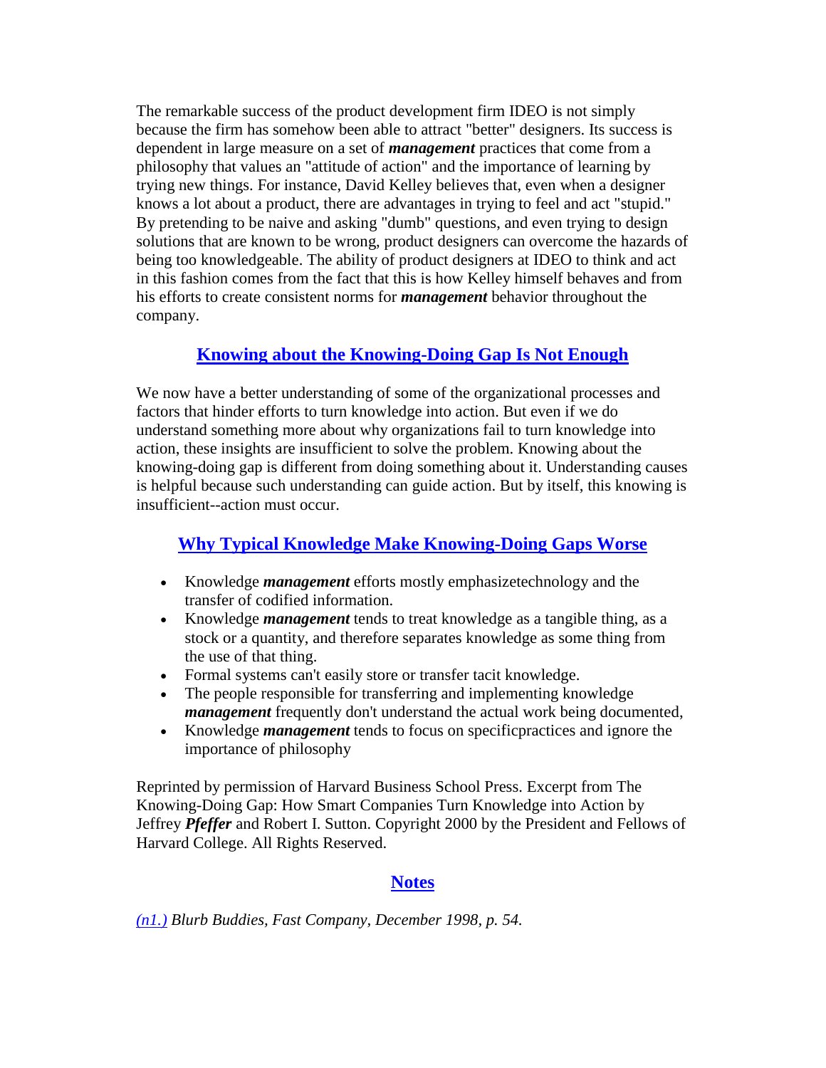The remarkable success of the product development firm IDEO is not simply because the firm has somehow been able to attract "better" designers. Its success is dependent in large measure on a set of ***management*** practices that come from a philosophy that values an "attitude of action" and the importance of learning by trying new things. For instance, David Kelley believes that, even when a designer knows a lot about a product, there are advantages in trying to feel and act "stupid." By pretending to be naive and asking "dumb" questions, and even trying to design solutions that are known to be wrong, product designers can overcome the hazards of being too knowledgeable. The ability of product designers at IDEO to think and act in this fashion comes from the fact that this is how Kelley himself behaves and from his efforts to create consistent norms for ***management*** behavior throughout the company.

## Knowing about the Knowing-Doing Gap Is Not Enough

We now have a better understanding of some of the organizational processes and factors that hinder efforts to turn knowledge into action. But even if we do understand something more about why organizations fail to turn knowledge into action, these insights are insufficient to solve the problem. Knowing about the knowing-doing gap is different from doing something about it. Understanding causes is helpful because such understanding can guide action. But by itself, this knowing is insufficient--action must occur.

## Why Typical Knowledge Make Knowing-Doing Gaps Worse

- Knowledge ***management*** efforts mostly emphasizetechnology and the transfer of codified information.
- Knowledge ***management*** tends to treat knowledge as a tangible thing, as a stock or a quantity, and therefore separates knowledge as some thing from the use of that thing.
- Formal systems can't easily store or transfer tacit knowledge.
- The people responsible for transferring and implementing knowledge ***management*** frequently don't understand the actual work being documented,
- Knowledge ***management*** tends to focus on specificpractices and ignore the importance of philosophy

Reprinted by permission of Harvard Business School Press. Excerpt from The Knowing-Doing Gap: How Smart Companies Turn Knowledge into Action by Jeffrey ***Pfeffer*** and Robert I. Sutton. Copyright 2000 by the President and Fellows of Harvard College. All Rights Reserved.

## Notes

*(n1.) Blurb Buddies, Fast Company, December 1998, p. 54.*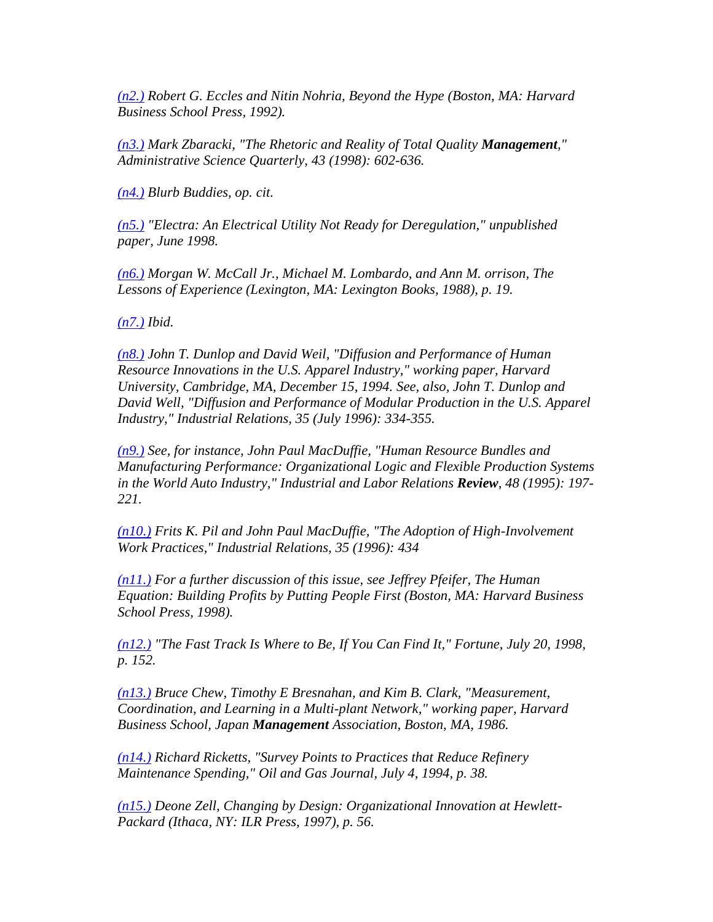*(n2.) Robert G. Eccles and Nitin Nohria, Beyond the Hype (Boston, MA: Harvard Business School Press, 1992).*

*(n3.) Mark Zbaracki, "The Rhetoric and Reality of Total Quality **Management**," Administrative Science Quarterly, 43 (1998): 602-636.*

*(n4.) Blurb Buddies, op. cit.*

*(n5.) "Electra: An Electrical Utility Not Ready for Deregulation," unpublished paper, June 1998.*

*(n6.) Morgan W. McCall Jr., Michael M. Lombardo, and Ann M. orrison, The Lessons of Experience (Lexington, MA: Lexington Books, 1988), p. 19.*

*(n7.) Ibid.*

*(n8.) John T. Dunlop and David Weil, "Diffusion and Performance of Human Resource Innovations in the U.S. Apparel Industry," working paper, Harvard University, Cambridge, MA, December 15, 1994. See, also, John T. Dunlop and David Well, "Diffusion and Performance of Modular Production in the U.S. Apparel Industry," Industrial Relations, 35 (July 1996): 334-355.*

*(n9.) See, for instance, John Paul MacDuffie, "Human Resource Bundles and Manufacturing Performance: Organizational Logic and Flexible Production Systems in the World Auto Industry," Industrial and Labor Relations **Review**, 48 (1995): 197-221.*

*(n10.) Frits K. Pil and John Paul MacDuffie, "The Adoption of High-Involvement Work Practices," Industrial Relations, 35 (1996): 434*

*(n11.) For a further discussion of this issue, see Jeffrey Pfeifer, The Human Equation: Building Profits by Putting People First (Boston, MA: Harvard Business School Press, 1998).*

*(n12.) "The Fast Track Is Where to Be, If You Can Find It," Fortune, July 20, 1998, p. 152.*

*(n13.) Bruce Chew, Timothy E Bresnahan, and Kim B. Clark, "Measurement, Coordination, and Learning in a Multi-plant Network," working paper, Harvard Business School, Japan **Management** Association, Boston, MA, 1986.*

*(n14.) Richard Ricketts, "Survey Points to Practices that Reduce Refinery Maintenance Spending," Oil and Gas Journal, July 4, 1994, p. 38.*

*(n15.) Deone Zell, Changing by Design: Organizational Innovation at Hewlett-Packard (Ithaca, NY: ILR Press, 1997), p. 56.*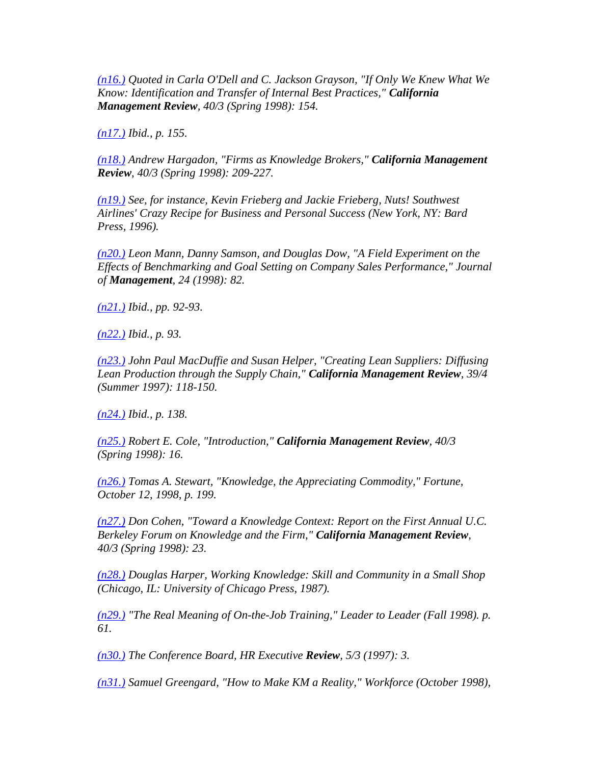*(n16.) Quoted in Carla O'Dell and C. Jackson Grayson, "If Only We Knew What We Know: Identification and Transfer of Internal Best Practices," **California Management Review**, 40/3 (Spring 1998): 154.*

*(n17.) Ibid., p. 155.*

*(n18.) Andrew Hargadon, "Firms as Knowledge Brokers," **California Management Review**, 40/3 (Spring 1998): 209-227.*

*(n19.) See, for instance, Kevin Frieberg and Jackie Frieberg, Nuts! Southwest Airlines' Crazy Recipe for Business and Personal Success (New York, NY: Bard Press, 1996).*

*(n20.) Leon Mann, Danny Samson, and Douglas Dow, "A Field Experiment on the Effects of Benchmarking and Goal Setting on Company Sales Performance," Journal of **Management**, 24 (1998): 82.*

*(n21.) Ibid., pp. 92-93.*

*(n22.) Ibid., p. 93.*

*(n23.) John Paul MacDuffie and Susan Helper, "Creating Lean Suppliers: Diffusing Lean Production through the Supply Chain," **California Management Review**, 39/4 (Summer 1997): 118-150.*

*(n24.) Ibid., p. 138.*

*(n25.) Robert E. Cole, "Introduction," **California Management Review**, 40/3 (Spring 1998): 16.*

*(n26.) Tomas A. Stewart, "Knowledge, the Appreciating Commodity," Fortune, October 12, 1998, p. 199.*

*(n27.) Don Cohen, "Toward a Knowledge Context: Report on the First Annual U.C. Berkeley Forum on Knowledge and the Firm," **California Management Review**, 40/3 (Spring 1998): 23.*

*(n28.) Douglas Harper, Working Knowledge: Skill and Community in a Small Shop (Chicago, IL: University of Chicago Press, 1987).*

*(n29.) "The Real Meaning of On-the-Job Training," Leader to Leader (Fall 1998). p. 61.*

*(n30.) The Conference Board, HR Executive **Review**, 5/3 (1997): 3.*

*(n31.) Samuel Greengard, "How to Make KM a Reality," Workforce (October 1998),*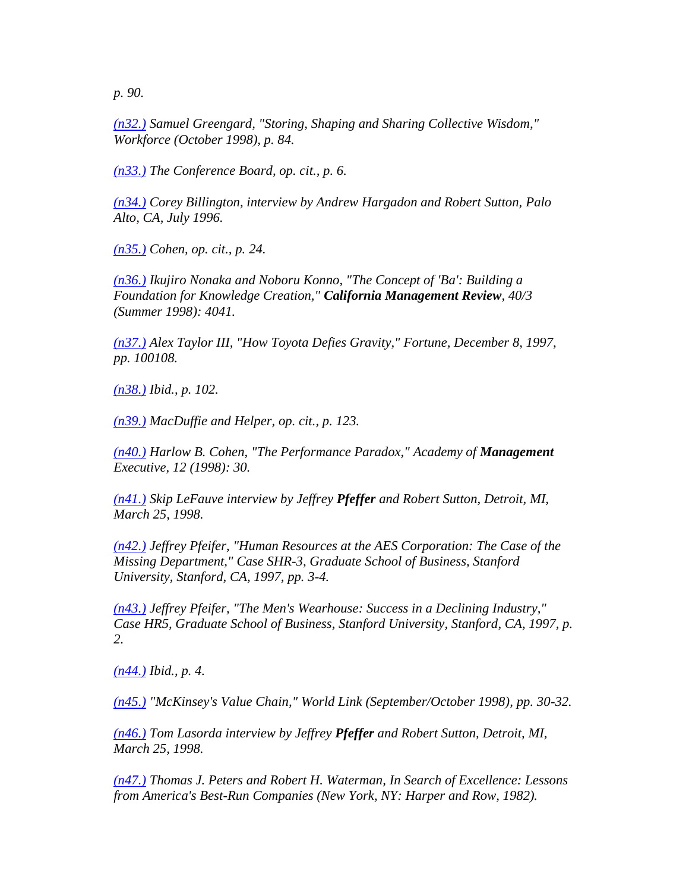*p. 90.*

*(n32.) Samuel Greengard, "Storing, Shaping and Sharing Collective Wisdom," Workforce (October 1998), p. 84.*

*(n33.) The Conference Board, op. cit., p. 6.*

*(n34.) Corey Billington, interview by Andrew Hargadon and Robert Sutton, Palo Alto, CA, July 1996.*

*(n35.) Cohen, op. cit., p. 24.*

*(n36.) Ikujiro Nonaka and Noboru Konno, "The Concept of 'Ba': Building a Foundation for Knowledge Creation," **California Management Review**, 40/3 (Summer 1998): 4041.*

*(n37.) Alex Taylor III, "How Toyota Defies Gravity," Fortune, December 8, 1997, pp. 100108.*

*(n38.) Ibid., p. 102.*

*(n39.) MacDuffie and Helper, op. cit., p. 123.*

*(n40.) Harlow B. Cohen, "The Performance Paradox," Academy of **Management** Executive, 12 (1998): 30.*

*(n41.) Skip LeFauve interview by Jeffrey **Pfeffer** and Robert Sutton, Detroit, MI, March 25, 1998.*

*(n42.) Jeffrey Pfeifer, "Human Resources at the AES Corporation: The Case of the Missing Department," Case SHR-3, Graduate School of Business, Stanford University, Stanford, CA, 1997, pp. 3-4.*

*(n43.) Jeffrey Pfeifer, "The Men's Wearhouse: Success in a Declining Industry," Case HR5, Graduate School of Business, Stanford University, Stanford, CA, 1997, p. 2.*

*(n44.) Ibid., p. 4.*

*(n45.) "McKinsey's Value Chain," World Link (September/October 1998), pp. 30-32.*

*(n46.) Tom Lasorda interview by Jeffrey **Pfeffer** and Robert Sutton, Detroit, MI, March 25, 1998.*

*(n47.) Thomas J. Peters and Robert H. Waterman, In Search of Excellence: Lessons from America's Best-Run Companies (New York, NY: Harper and Row, 1982).*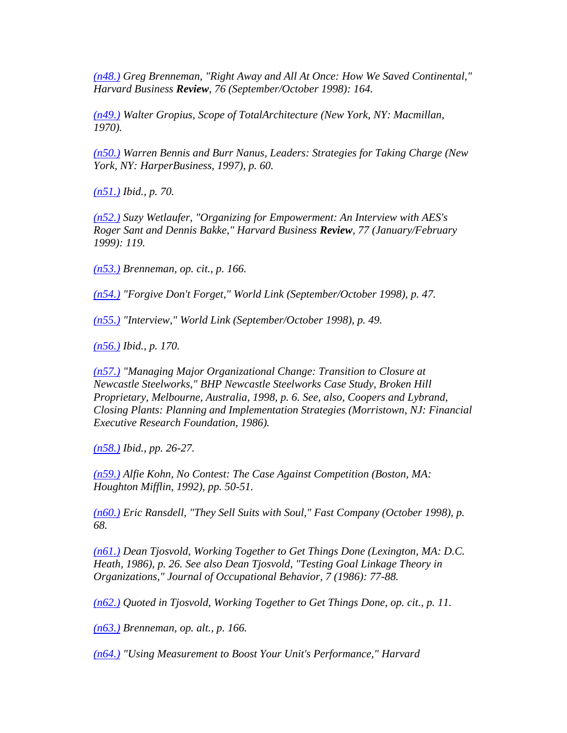*(n48.) Greg Brenneman, "Right Away and All At Once: How We Saved Continental," Harvard Business **Review**, 76 (September/October 1998): 164.*

*(n49.) Walter Gropius, Scope of TotalArchitecture (New York, NY: Macmillan, 1970).*

*(n50.) Warren Bennis and Burr Nanus, Leaders: Strategies for Taking Charge (New York, NY: HarperBusiness, 1997), p. 60.*

*(n51.) Ibid., p. 70.*

*(n52.) Suzy Wetlaufer, "Organizing for Empowerment: An Interview with AES's Roger Sant and Dennis Bakke," Harvard Business **Review**, 77 (January/February 1999): 119.*

*(n53.) Brenneman, op. cit., p. 166.*

*(n54.) "Forgive Don't Forget," World Link (September/October 1998), p. 47.*

*(n55.) "Interview," World Link (September/October 1998), p. 49.*

*(n56.) Ibid., p. 170.*

*(n57.) "Managing Major Organizational Change: Transition to Closure at Newcastle Steelworks," BHP Newcastle Steelworks Case Study, Broken Hill Proprietary, Melbourne, Australia, 1998, p. 6. See, also, Coopers and Lybrand, Closing Plants: Planning and Implementation Strategies (Morristown, NJ: Financial Executive Research Foundation, 1986).*

*(n58.) Ibid., pp. 26-27.*

*(n59.) Alfie Kohn, No Contest: The Case Against Competition (Boston, MA: Houghton Mifflin, 1992), pp. 50-51.*

*(n60.) Eric Ransdell, "They Sell Suits with Soul," Fast Company (October 1998), p. 68.*

*(n61.) Dean Tjosvold, Working Together to Get Things Done (Lexington, MA: D.C. Heath, 1986), p. 26. See also Dean Tjosvold, "Testing Goal Linkage Theory in Organizations," Journal of Occupational Behavior, 7 (1986): 77-88.*

*(n62.) Quoted in Tjosvold, Working Together to Get Things Done, op. cit., p. 11.*

*(n63.) Brenneman, op. alt., p. 166.*

*(n64.) "Using Measurement to Boost Your Unit's Performance," Harvard*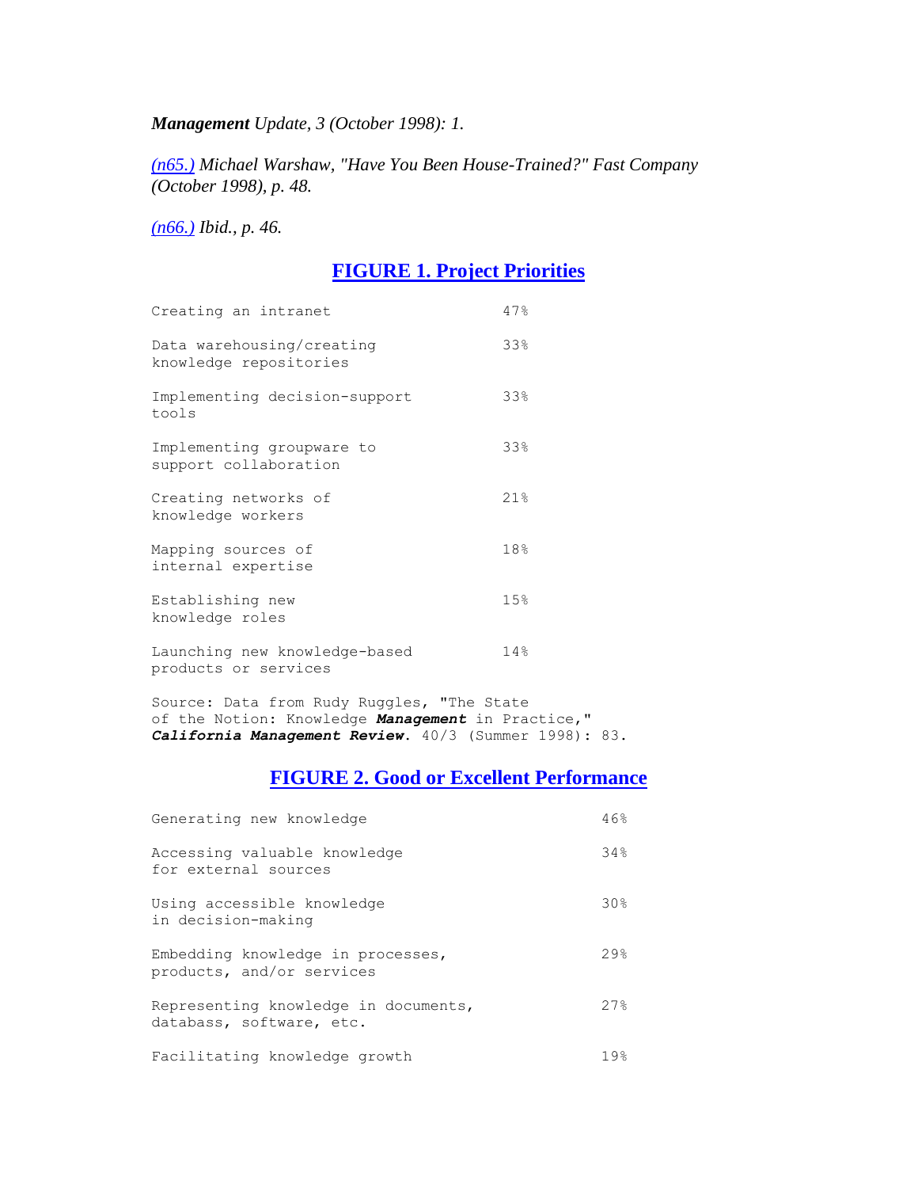*__Management__ Update, 3 (October 1998): 1.*

*(n65.) Michael Warshaw, "Have You Been House-Trained?" Fast Company (October 1998), p. 48.*

*(n66.) Ibid., p. 46.*

## FIGURE 1. Project Priorities

| | |
|---|---|
| Creating an intranet | 47% |
| Data warehousing/creating knowledge repositories | 33% |
| Implementing decision-support tools | 33% |
| Implementing groupware to support collaboration | 33% |
| Creating networks of knowledge workers | 21% |
| Mapping sources of internal expertise | 18% |
| Establishing new knowledge roles | 15% |
| Launching new knowledge-based products or services | 14% |

Source: Data from Rudy Ruggles, "The State of the Notion: Knowledge ***Management*** in Practice," ***California Management Review***. 40/3 (Summer 1998): 83.

## FIGURE 2. Good or Excellent Performance

| | |
|---|---|
| Generating new knowledge | 46% |
| Accessing valuable knowledge for external sources | 34% |
| Using accessible knowledge in decision-making | 30% |
| Embedding knowledge in processes, products, and/or services | 29% |
| Representing knowledge in documents, databass, software, etc. | 27% |
| Facilitating knowledge growth | 19% |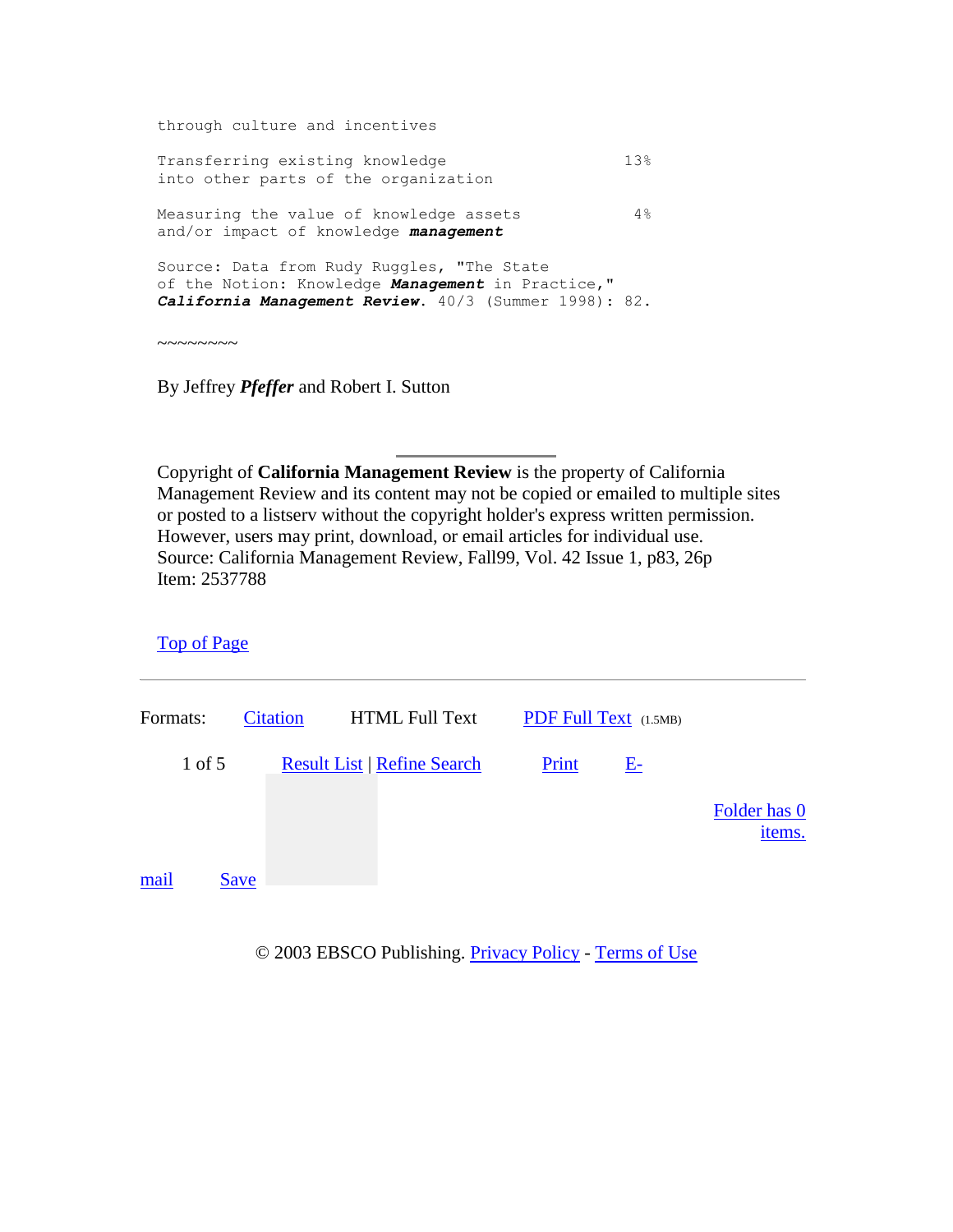| | |
|---|---|
| through culture and incentives | |
| Transferring existing knowledge into other parts of the organization | 13% |
| Measuring the value of knowledge assets and/or impact of knowledge ***management*** | 4% |

Source: Data from Rudy Ruggles, "The State of the Notion: Knowledge ***Management*** in Practice," ***California Management Review***. 40/3 (Summer 1998): 82.

~~~~~~~~

By Jeffrey ***Pfeffer*** and Robert I. Sutton

---

Copyright of **California Management Review** is the property of California Management Review and its content may not be copied or emailed to multiple sites or posted to a listserv without the copyright holder's express written permission. However, users may print, download, or email articles for individual use.
Source: California Management Review, Fall99, Vol. 42 Issue 1, p83, 26p
Item: 2537788

Top of Page

---

Formats: Citation HTML Full Text PDF Full Text (1.5MB)

1 of 5 Result List | Refine Search Print E-mail Save

Folder has 0 items.

© 2003 EBSCO Publishing. Privacy Policy - Terms of Use